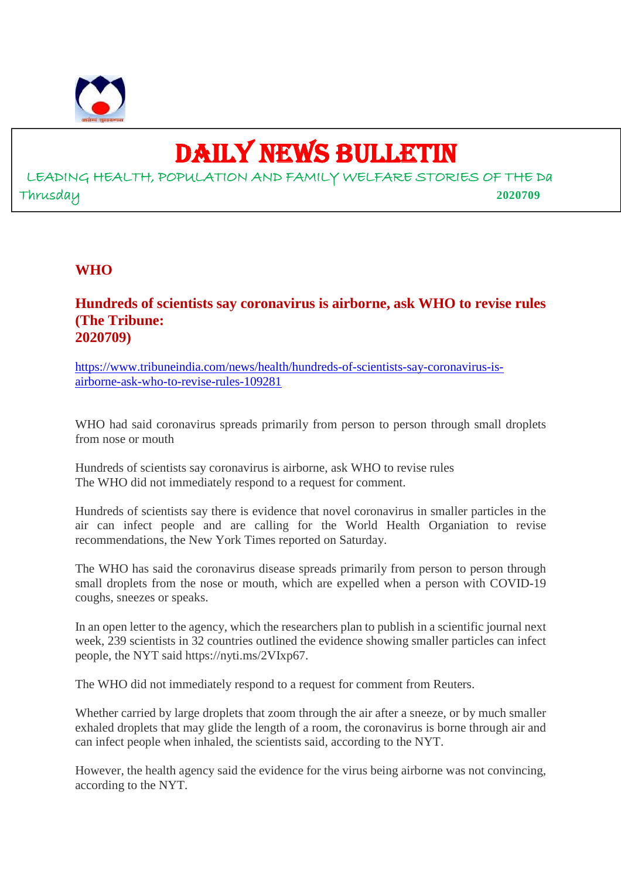# DAILY NEWS BULLETIN

LEADING HEALTH, POPULATION AND FAMILY WELFARE STORIES OF THE Da

Thrusday **2020709**

## WHO

### Hundreds of scientists say coronavirus is airborne, ask WHO to revise rules (The Tribune: 2020709)

https://www.tribuneindia.com/news/health/hundreds-of-scientists-say-coronavirus-is-airborne-ask-who-to-revise-rules-109281

WHO had said coronavirus spreads primarily from person to person through small droplets from nose or mouth

Hundreds of scientists say coronavirus is airborne, ask WHO to revise rules
The WHO did not immediately respond to a request for comment.

Hundreds of scientists say there is evidence that novel coronavirus in smaller particles in the air can infect people and are calling for the World Health Organiation to revise recommendations, the New York Times reported on Saturday.

The WHO has said the coronavirus disease spreads primarily from person to person through small droplets from the nose or mouth, which are expelled when a person with COVID-19 coughs, sneezes or speaks.

In an open letter to the agency, which the researchers plan to publish in a scientific journal next week, 239 scientists in 32 countries outlined the evidence showing smaller particles can infect people, the NYT said https://nyti.ms/2VIxp67.

The WHO did not immediately respond to a request for comment from Reuters.

Whether carried by large droplets that zoom through the air after a sneeze, or by much smaller exhaled droplets that may glide the length of a room, the coronavirus is borne through air and can infect people when inhaled, the scientists said, according to the NYT.

However, the health agency said the evidence for the virus being airborne was not convincing, according to the NYT.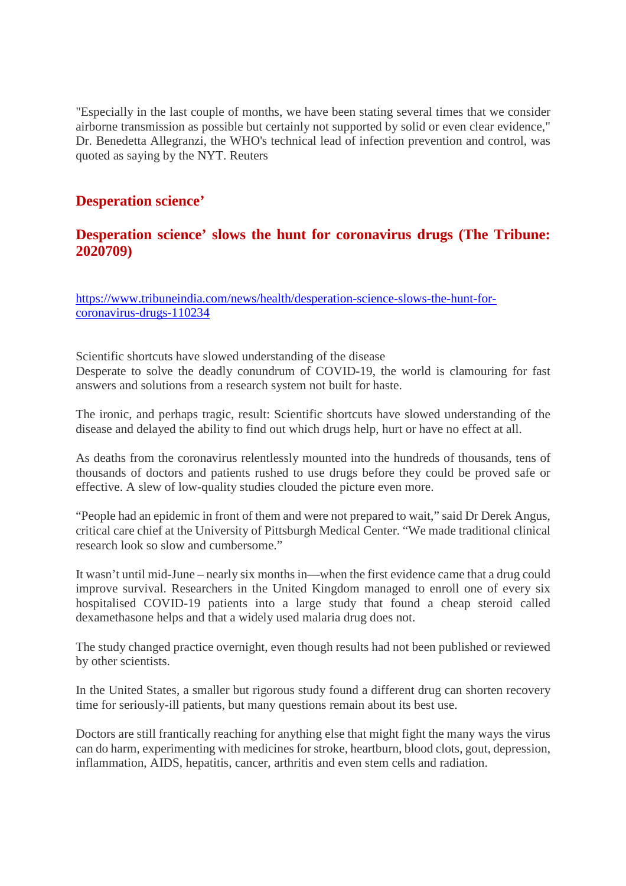"Especially in the last couple of months, we have been stating several times that we consider airborne transmission as possible but certainly not supported by solid or even clear evidence," Dr. Benedetta Allegranzi, the WHO's technical lead of infection prevention and control, was quoted as saying by the NYT. Reuters

## Desperation science'

## Desperation science' slows the hunt for coronavirus drugs (The Tribune: 2020709)

https://www.tribuneindia.com/news/health/desperation-science-slows-the-hunt-for-coronavirus-drugs-110234

Scientific shortcuts have slowed understanding of the disease
Desperate to solve the deadly conundrum of COVID-19, the world is clamouring for fast answers and solutions from a research system not built for haste.

The ironic, and perhaps tragic, result: Scientific shortcuts have slowed understanding of the disease and delayed the ability to find out which drugs help, hurt or have no effect at all.

As deaths from the coronavirus relentlessly mounted into the hundreds of thousands, tens of thousands of doctors and patients rushed to use drugs before they could be proved safe or effective. A slew of low-quality studies clouded the picture even more.

"People had an epidemic in front of them and were not prepared to wait," said Dr Derek Angus, critical care chief at the University of Pittsburgh Medical Center. "We made traditional clinical research look so slow and cumbersome."

It wasn't until mid-June – nearly six months in—when the first evidence came that a drug could improve survival. Researchers in the United Kingdom managed to enroll one of every six hospitalised COVID-19 patients into a large study that found a cheap steroid called dexamethasone helps and that a widely used malaria drug does not.

The study changed practice overnight, even though results had not been published or reviewed by other scientists.

In the United States, a smaller but rigorous study found a different drug can shorten recovery time for seriously-ill patients, but many questions remain about its best use.

Doctors are still frantically reaching for anything else that might fight the many ways the virus can do harm, experimenting with medicines for stroke, heartburn, blood clots, gout, depression, inflammation, AIDS, hepatitis, cancer, arthritis and even stem cells and radiation.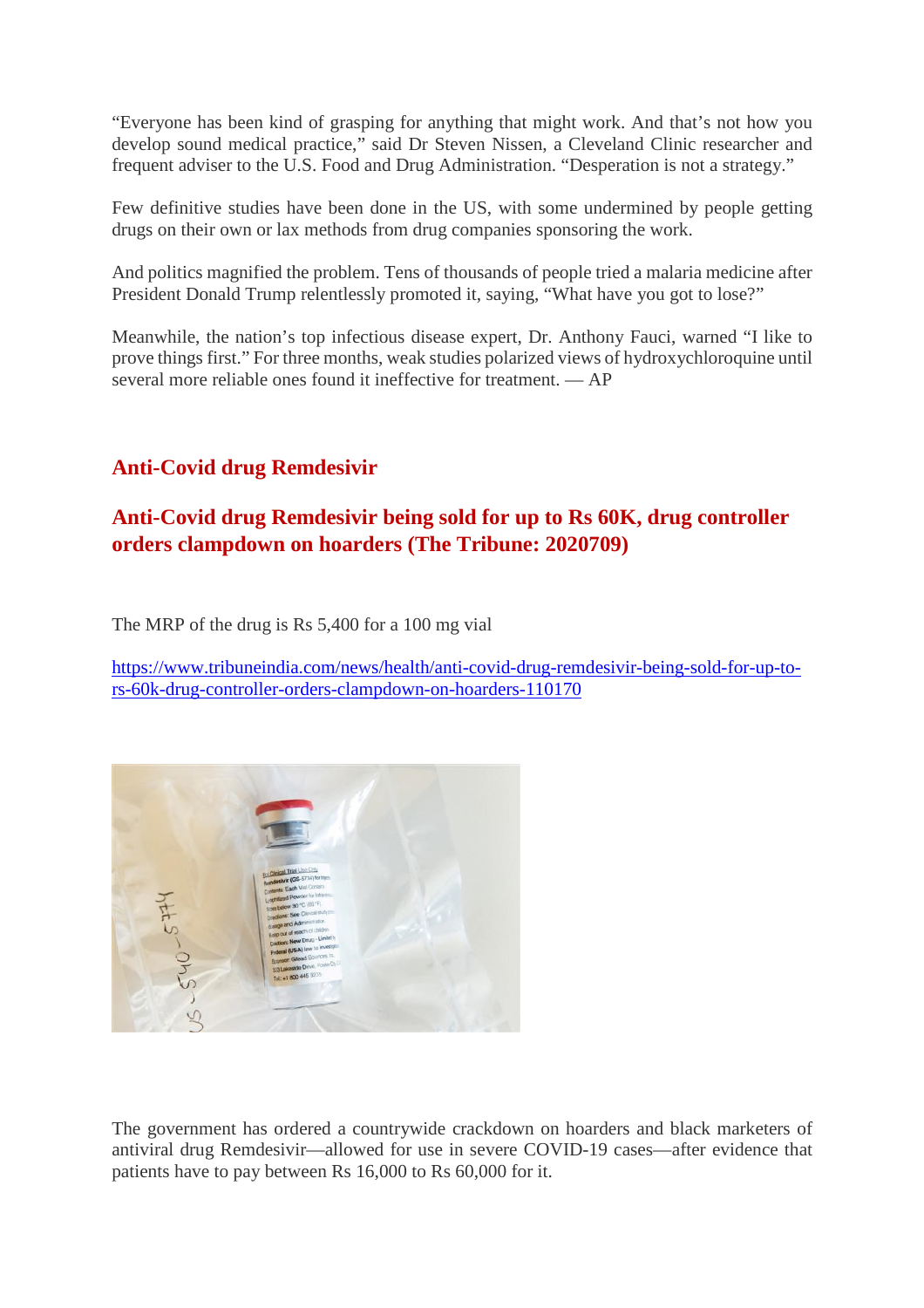"Everyone has been kind of grasping for anything that might work. And that's not how you develop sound medical practice," said Dr Steven Nissen, a Cleveland Clinic researcher and frequent adviser to the U.S. Food and Drug Administration. "Desperation is not a strategy."

Few definitive studies have been done in the US, with some undermined by people getting drugs on their own or lax methods from drug companies sponsoring the work.

And politics magnified the problem. Tens of thousands of people tried a malaria medicine after President Donald Trump relentlessly promoted it, saying, "What have you got to lose?"

Meanwhile, the nation's top infectious disease expert, Dr. Anthony Fauci, warned "I like to prove things first." For three months, weak studies polarized views of hydroxychloroquine until several more reliable ones found it ineffective for treatment. — AP

## Anti-Covid drug Remdesivir

## Anti-Covid drug Remdesivir being sold for up to Rs 60K, drug controller orders clampdown on hoarders (The Tribune: 2020709)

The MRP of the drug is Rs 5,400 for a 100 mg vial

https://www.tribuneindia.com/news/health/anti-covid-drug-remdesivir-being-sold-for-up-to-rs-60k-drug-controller-orders-clampdown-on-hoarders-110170

The government has ordered a countrywide crackdown on hoarders and black marketers of antiviral drug Remdesivir—allowed for use in severe COVID-19 cases—after evidence that patients have to pay between Rs 16,000 to Rs 60,000 for it.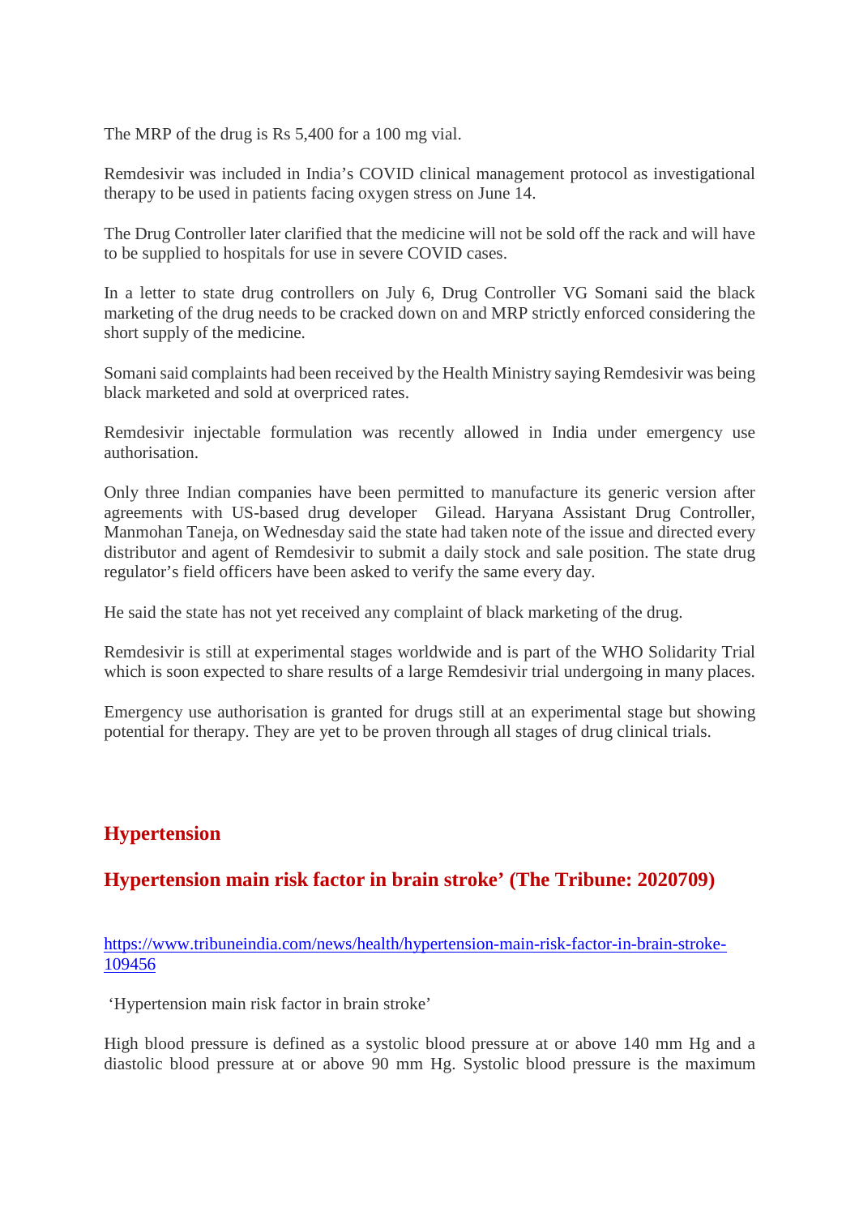The MRP of the drug is Rs 5,400 for a 100 mg vial.

Remdesivir was included in India's COVID clinical management protocol as investigational therapy to be used in patients facing oxygen stress on June 14.

The Drug Controller later clarified that the medicine will not be sold off the rack and will have to be supplied to hospitals for use in severe COVID cases.

In a letter to state drug controllers on July 6, Drug Controller VG Somani said the black marketing of the drug needs to be cracked down on and MRP strictly enforced considering the short supply of the medicine.

Somani said complaints had been received by the Health Ministry saying Remdesivir was being black marketed and sold at overpriced rates.

Remdesivir injectable formulation was recently allowed in India under emergency use authorisation.

Only three Indian companies have been permitted to manufacture its generic version after agreements with US-based drug developer Gilead. Haryana Assistant Drug Controller, Manmohan Taneja, on Wednesday said the state had taken note of the issue and directed every distributor and agent of Remdesivir to submit a daily stock and sale position. The state drug regulator's field officers have been asked to verify the same every day.

He said the state has not yet received any complaint of black marketing of the drug.

Remdesivir is still at experimental stages worldwide and is part of the WHO Solidarity Trial which is soon expected to share results of a large Remdesivir trial undergoing in many places.

Emergency use authorisation is granted for drugs still at an experimental stage but showing potential for therapy. They are yet to be proven through all stages of drug clinical trials.

## Hypertension

### Hypertension main risk factor in brain stroke' (The Tribune: 2020709)

https://www.tribuneindia.com/news/health/hypertension-main-risk-factor-in-brain-stroke-109456

'Hypertension main risk factor in brain stroke'

High blood pressure is defined as a systolic blood pressure at or above 140 mm Hg and a diastolic blood pressure at or above 90 mm Hg. Systolic blood pressure is the maximum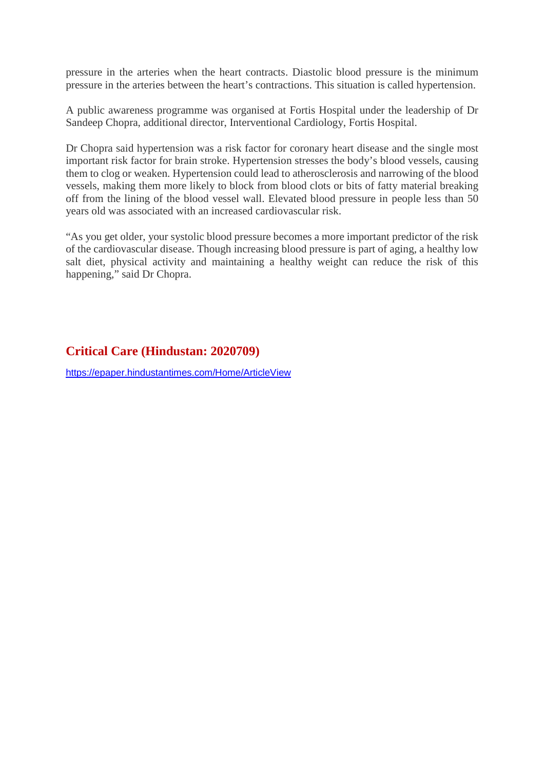pressure in the arteries when the heart contracts. Diastolic blood pressure is the minimum pressure in the arteries between the heart's contractions. This situation is called hypertension.

A public awareness programme was organised at Fortis Hospital under the leadership of Dr Sandeep Chopra, additional director, Interventional Cardiology, Fortis Hospital.

Dr Chopra said hypertension was a risk factor for coronary heart disease and the single most important risk factor for brain stroke. Hypertension stresses the body's blood vessels, causing them to clog or weaken. Hypertension could lead to atherosclerosis and narrowing of the blood vessels, making them more likely to block from blood clots or bits of fatty material breaking off from the lining of the blood vessel wall. Elevated blood pressure in people less than 50 years old was associated with an increased cardiovascular risk.

"As you get older, your systolic blood pressure becomes a more important predictor of the risk of the cardiovascular disease. Though increasing blood pressure is part of aging, a healthy low salt diet, physical activity and maintaining a healthy weight can reduce the risk of this happening," said Dr Chopra.

## Critical Care (Hindustan: 2020709)

https://epaper.hindustantimes.com/Home/ArticleView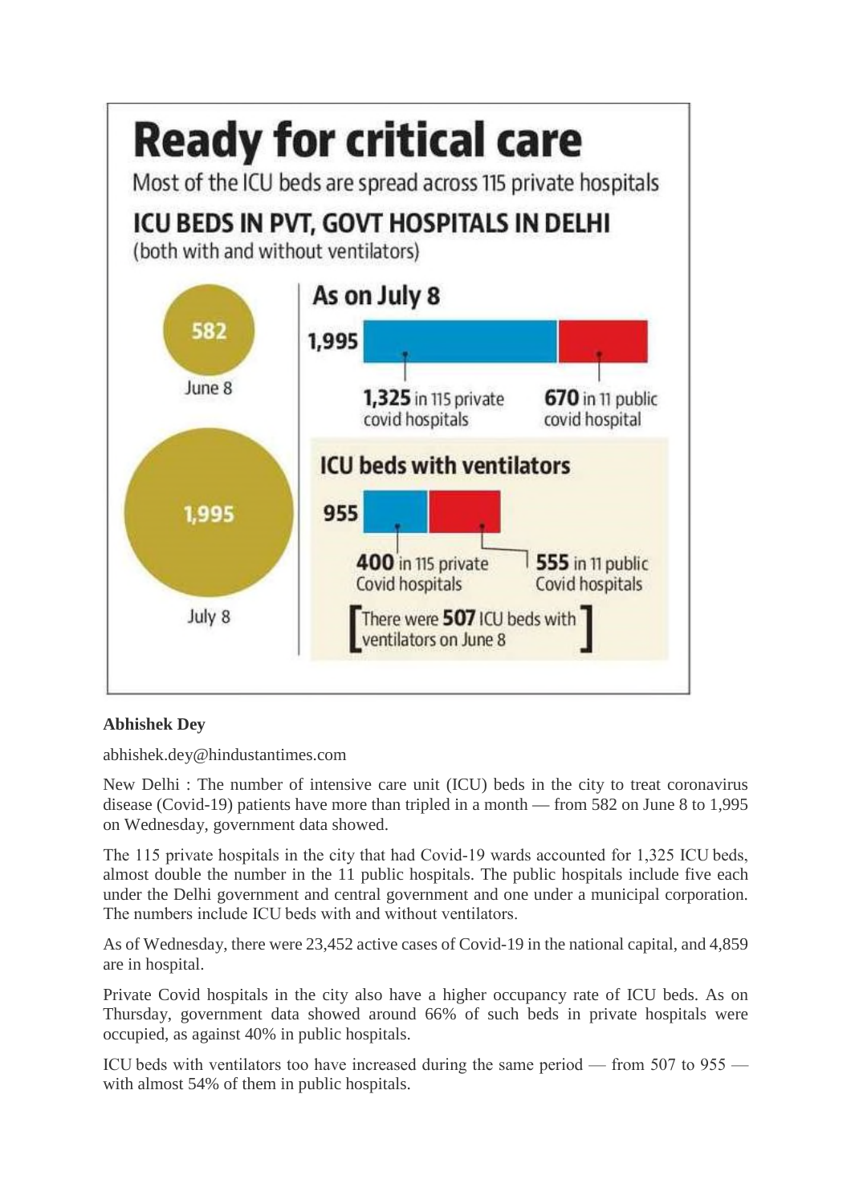# Ready for critical care

Most of the ICU beds are spread across 115 private hospitals

## ICU BEDS IN PVT, GOVT HOSPITALS IN DELHI

(both with and without ventilators)

582 — June 8

1,995 — July 8

### As on July 8

1,995

**1,325** in 115 private covid hospitals

**670** in 11 public covid hospital

### ICU beds with ventilators

955

**400** in 115 private Covid hospitals

**555** in 11 public Covid hospitals

[There were **507** ICU beds with ventilators on June 8]

**Abhishek Dey**

abhishek.dey@hindustantimes.com

New Delhi : The number of intensive care unit (ICU) beds in the city to treat coronavirus disease (Covid-19) patients have more than tripled in a month — from 582 on June 8 to 1,995 on Wednesday, government data showed.

The 115 private hospitals in the city that had Covid-19 wards accounted for 1,325 ICU beds, almost double the number in the 11 public hospitals. The public hospitals include five each under the Delhi government and central government and one under a municipal corporation. The numbers include ICU beds with and without ventilators.

As of Wednesday, there were 23,452 active cases of Covid-19 in the national capital, and 4,859 are in hospital.

Private Covid hospitals in the city also have a higher occupancy rate of ICU beds. As on Thursday, government data showed around 66% of such beds in private hospitals were occupied, as against 40% in public hospitals.

ICU beds with ventilators too have increased during the same period — from 507 to 955 — with almost 54% of them in public hospitals.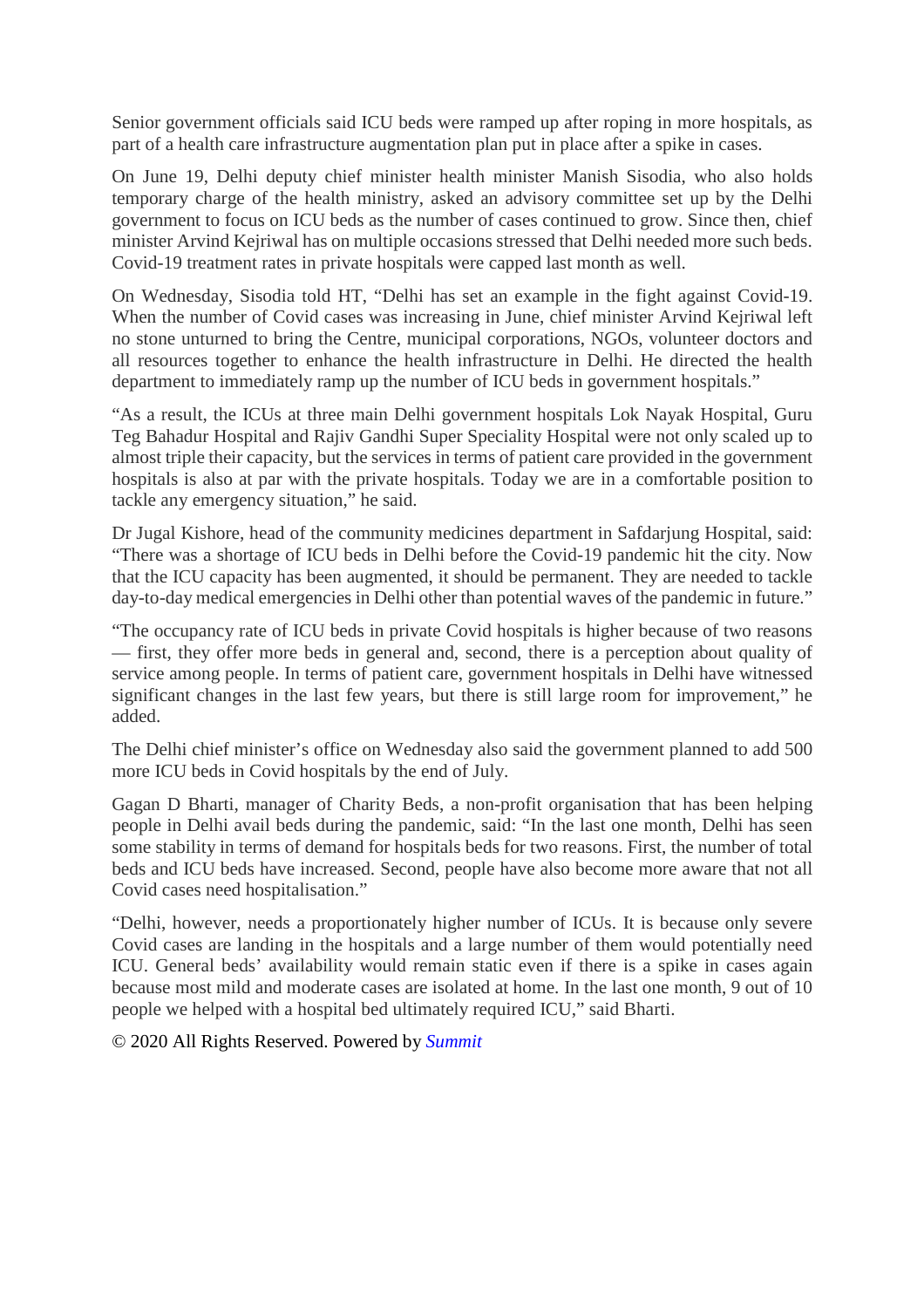Senior government officials said ICU beds were ramped up after roping in more hospitals, as part of a health care infrastructure augmentation plan put in place after a spike in cases.

On June 19, Delhi deputy chief minister health minister Manish Sisodia, who also holds temporary charge of the health ministry, asked an advisory committee set up by the Delhi government to focus on ICU beds as the number of cases continued to grow. Since then, chief minister Arvind Kejriwal has on multiple occasions stressed that Delhi needed more such beds. Covid-19 treatment rates in private hospitals were capped last month as well.

On Wednesday, Sisodia told HT, "Delhi has set an example in the fight against Covid-19. When the number of Covid cases was increasing in June, chief minister Arvind Kejriwal left no stone unturned to bring the Centre, municipal corporations, NGOs, volunteer doctors and all resources together to enhance the health infrastructure in Delhi. He directed the health department to immediately ramp up the number of ICU beds in government hospitals."

"As a result, the ICUs at three main Delhi government hospitals Lok Nayak Hospital, Guru Teg Bahadur Hospital and Rajiv Gandhi Super Speciality Hospital were not only scaled up to almost triple their capacity, but the services in terms of patient care provided in the government hospitals is also at par with the private hospitals. Today we are in a comfortable position to tackle any emergency situation," he said.

Dr Jugal Kishore, head of the community medicines department in Safdarjung Hospital, said: "There was a shortage of ICU beds in Delhi before the Covid-19 pandemic hit the city. Now that the ICU capacity has been augmented, it should be permanent. They are needed to tackle day-to-day medical emergencies in Delhi other than potential waves of the pandemic in future."

"The occupancy rate of ICU beds in private Covid hospitals is higher because of two reasons — first, they offer more beds in general and, second, there is a perception about quality of service among people. In terms of patient care, government hospitals in Delhi have witnessed significant changes in the last few years, but there is still large room for improvement," he added.

The Delhi chief minister's office on Wednesday also said the government planned to add 500 more ICU beds in Covid hospitals by the end of July.

Gagan D Bharti, manager of Charity Beds, a non-profit organisation that has been helping people in Delhi avail beds during the pandemic, said: "In the last one month, Delhi has seen some stability in terms of demand for hospitals beds for two reasons. First, the number of total beds and ICU beds have increased. Second, people have also become more aware that not all Covid cases need hospitalisation."

"Delhi, however, needs a proportionately higher number of ICUs. It is because only severe Covid cases are landing in the hospitals and a large number of them would potentially need ICU. General beds' availability would remain static even if there is a spike in cases again because most mild and moderate cases are isolated at home. In the last one month, 9 out of 10 people we helped with a hospital bed ultimately required ICU," said Bharti.

© 2020 All Rights Reserved. Powered by *Summit*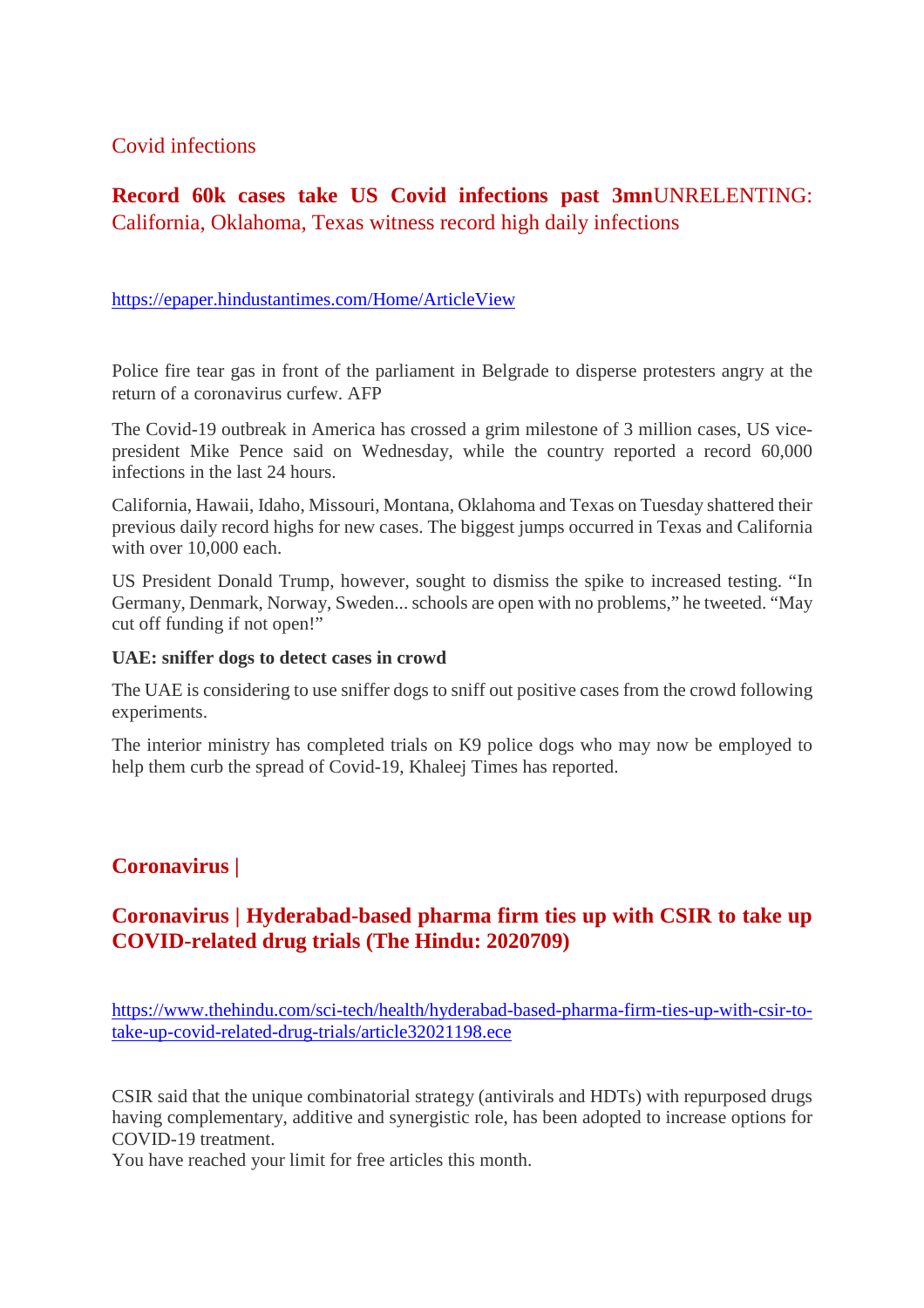## Covid infections

**Record 60k cases take US Covid infections past 3mn**UNRELENTING: California, Oklahoma, Texas witness record high daily infections

https://epaper.hindustantimes.com/Home/ArticleView

Police fire tear gas in front of the parliament in Belgrade to disperse protesters angry at the return of a coronavirus curfew. AFP

The Covid-19 outbreak in America has crossed a grim milestone of 3 million cases, US vice-president Mike Pence said on Wednesday, while the country reported a record 60,000 infections in the last 24 hours.

California, Hawaii, Idaho, Missouri, Montana, Oklahoma and Texas on Tuesday shattered their previous daily record highs for new cases. The biggest jumps occurred in Texas and California with over 10,000 each.

US President Donald Trump, however, sought to dismiss the spike to increased testing. "In Germany, Denmark, Norway, Sweden... schools are open with no problems," he tweeted. "May cut off funding if not open!"

**UAE: sniffer dogs to detect cases in crowd**

The UAE is considering to use sniffer dogs to sniff out positive cases from the crowd following experiments.

The interior ministry has completed trials on K9 police dogs who may now be employed to help them curb the spread of Covid-19, Khaleej Times has reported.

## Coronavirus |

## Coronavirus | Hyderabad-based pharma firm ties up with CSIR to take up COVID-related drug trials (The Hindu: 2020709)

https://www.thehindu.com/sci-tech/health/hyderabad-based-pharma-firm-ties-up-with-csir-to-take-up-covid-related-drug-trials/article32021198.ece

CSIR said that the unique combinatorial strategy (antivirals and HDTs) with repurposed drugs having complementary, additive and synergistic role, has been adopted to increase options for COVID-19 treatment.
You have reached your limit for free articles this month.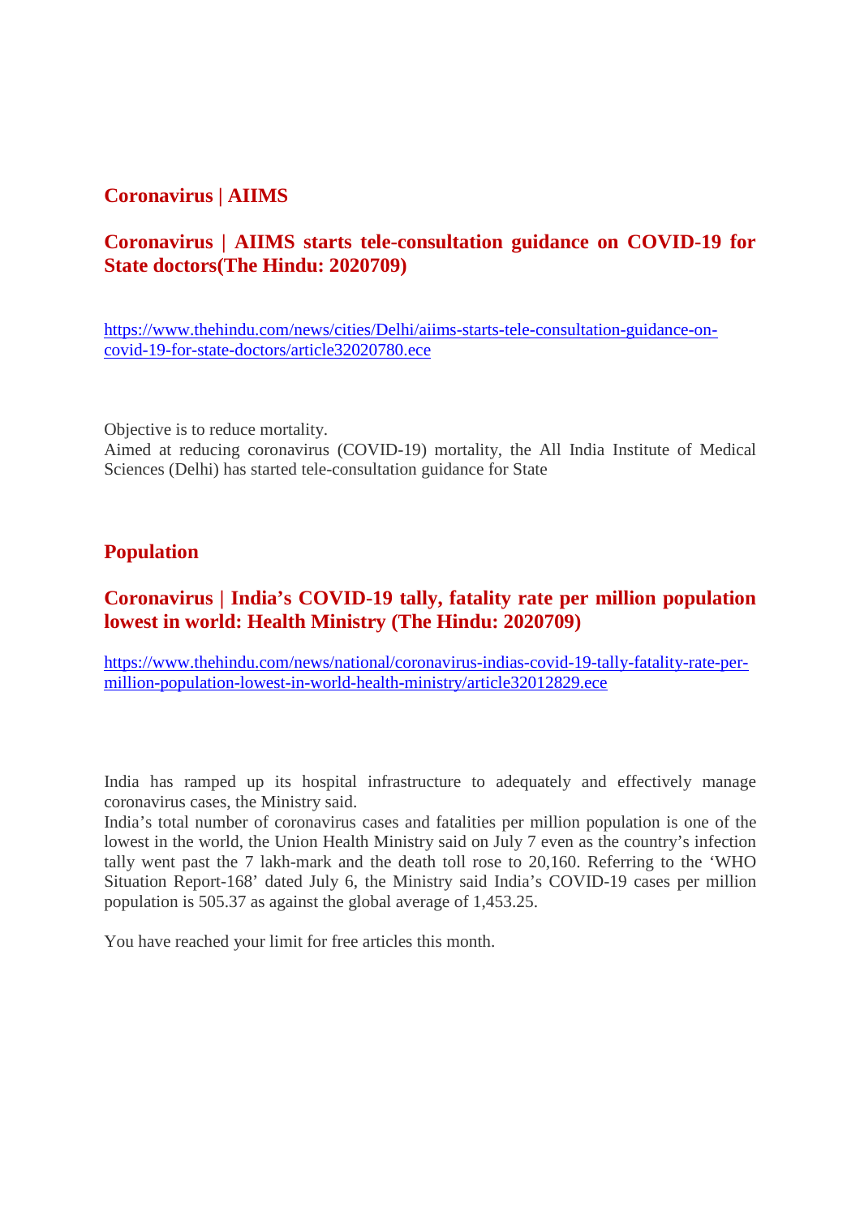## Coronavirus | AIIMS

### Coronavirus | AIIMS starts tele-consultation guidance on COVID-19 for State doctors(The Hindu: 2020709)

https://www.thehindu.com/news/cities/Delhi/aiims-starts-tele-consultation-guidance-on-covid-19-for-state-doctors/article32020780.ece

Objective is to reduce mortality.
Aimed at reducing coronavirus (COVID-19) mortality, the All India Institute of Medical Sciences (Delhi) has started tele-consultation guidance for State

## Population

### Coronavirus | India's COVID-19 tally, fatality rate per million population lowest in world: Health Ministry (The Hindu: 2020709)

https://www.thehindu.com/news/national/coronavirus-indias-covid-19-tally-fatality-rate-per-million-population-lowest-in-world-health-ministry/article32012829.ece

India has ramped up its hospital infrastructure to adequately and effectively manage coronavirus cases, the Ministry said.
India's total number of coronavirus cases and fatalities per million population is one of the lowest in the world, the Union Health Ministry said on July 7 even as the country's infection tally went past the 7 lakh-mark and the death toll rose to 20,160. Referring to the 'WHO Situation Report-168' dated July 6, the Ministry said India's COVID-19 cases per million population is 505.37 as against the global average of 1,453.25.

You have reached your limit for free articles this month.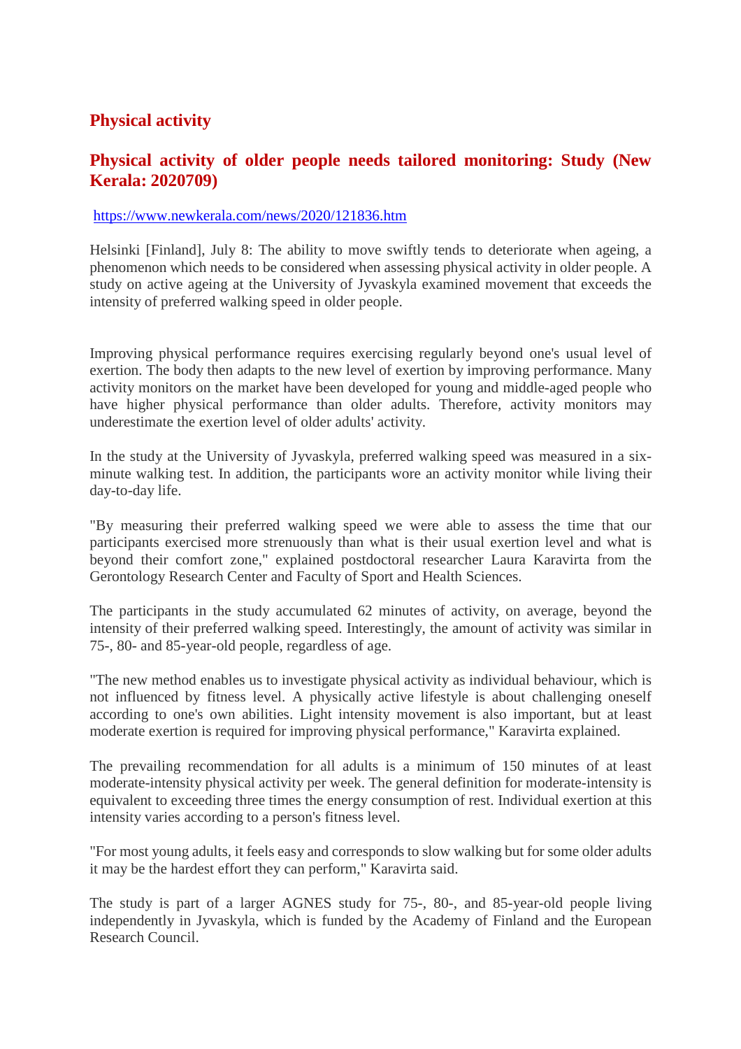## Physical activity

### Physical activity of older people needs tailored monitoring: Study (New Kerala: 2020709)

https://www.newkerala.com/news/2020/121836.htm

Helsinki [Finland], July 8: The ability to move swiftly tends to deteriorate when ageing, a phenomenon which needs to be considered when assessing physical activity in older people. A study on active ageing at the University of Jyvaskyla examined movement that exceeds the intensity of preferred walking speed in older people.

Improving physical performance requires exercising regularly beyond one's usual level of exertion. The body then adapts to the new level of exertion by improving performance. Many activity monitors on the market have been developed for young and middle-aged people who have higher physical performance than older adults. Therefore, activity monitors may underestimate the exertion level of older adults' activity.

In the study at the University of Jyvaskyla, preferred walking speed was measured in a six-minute walking test. In addition, the participants wore an activity monitor while living their day-to-day life.

"By measuring their preferred walking speed we were able to assess the time that our participants exercised more strenuously than what is their usual exertion level and what is beyond their comfort zone," explained postdoctoral researcher Laura Karavirta from the Gerontology Research Center and Faculty of Sport and Health Sciences.

The participants in the study accumulated 62 minutes of activity, on average, beyond the intensity of their preferred walking speed. Interestingly, the amount of activity was similar in 75-, 80- and 85-year-old people, regardless of age.

"The new method enables us to investigate physical activity as individual behaviour, which is not influenced by fitness level. A physically active lifestyle is about challenging oneself according to one's own abilities. Light intensity movement is also important, but at least moderate exertion is required for improving physical performance," Karavirta explained.

The prevailing recommendation for all adults is a minimum of 150 minutes of at least moderate-intensity physical activity per week. The general definition for moderate-intensity is equivalent to exceeding three times the energy consumption of rest. Individual exertion at this intensity varies according to a person's fitness level.

"For most young adults, it feels easy and corresponds to slow walking but for some older adults it may be the hardest effort they can perform," Karavirta said.

The study is part of a larger AGNES study for 75-, 80-, and 85-year-old people living independently in Jyvaskyla, which is funded by the Academy of Finland and the European Research Council.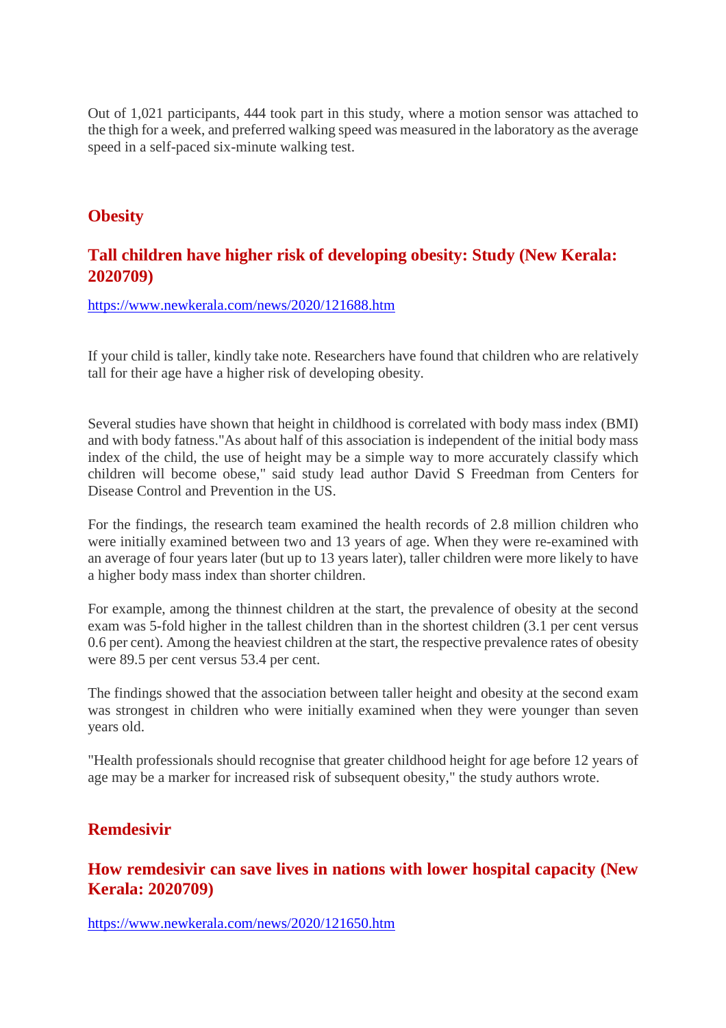Out of 1,021 participants, 444 took part in this study, where a motion sensor was attached to the thigh for a week, and preferred walking speed was measured in the laboratory as the average speed in a self-paced six-minute walking test.

## Obesity

### Tall children have higher risk of developing obesity: Study (New Kerala: 2020709)

https://www.newkerala.com/news/2020/121688.htm

If your child is taller, kindly take note. Researchers have found that children who are relatively tall for their age have a higher risk of developing obesity.

Several studies have shown that height in childhood is correlated with body mass index (BMI) and with body fatness."As about half of this association is independent of the initial body mass index of the child, the use of height may be a simple way to more accurately classify which children will become obese," said study lead author David S Freedman from Centers for Disease Control and Prevention in the US.

For the findings, the research team examined the health records of 2.8 million children who were initially examined between two and 13 years of age. When they were re-examined with an average of four years later (but up to 13 years later), taller children were more likely to have a higher body mass index than shorter children.

For example, among the thinnest children at the start, the prevalence of obesity at the second exam was 5-fold higher in the tallest children than in the shortest children (3.1 per cent versus 0.6 per cent). Among the heaviest children at the start, the respective prevalence rates of obesity were 89.5 per cent versus 53.4 per cent.

The findings showed that the association between taller height and obesity at the second exam was strongest in children who were initially examined when they were younger than seven years old.

"Health professionals should recognise that greater childhood height for age before 12 years of age may be a marker for increased risk of subsequent obesity," the study authors wrote.

## Remdesivir

### How remdesivir can save lives in nations with lower hospital capacity (New Kerala: 2020709)

https://www.newkerala.com/news/2020/121650.htm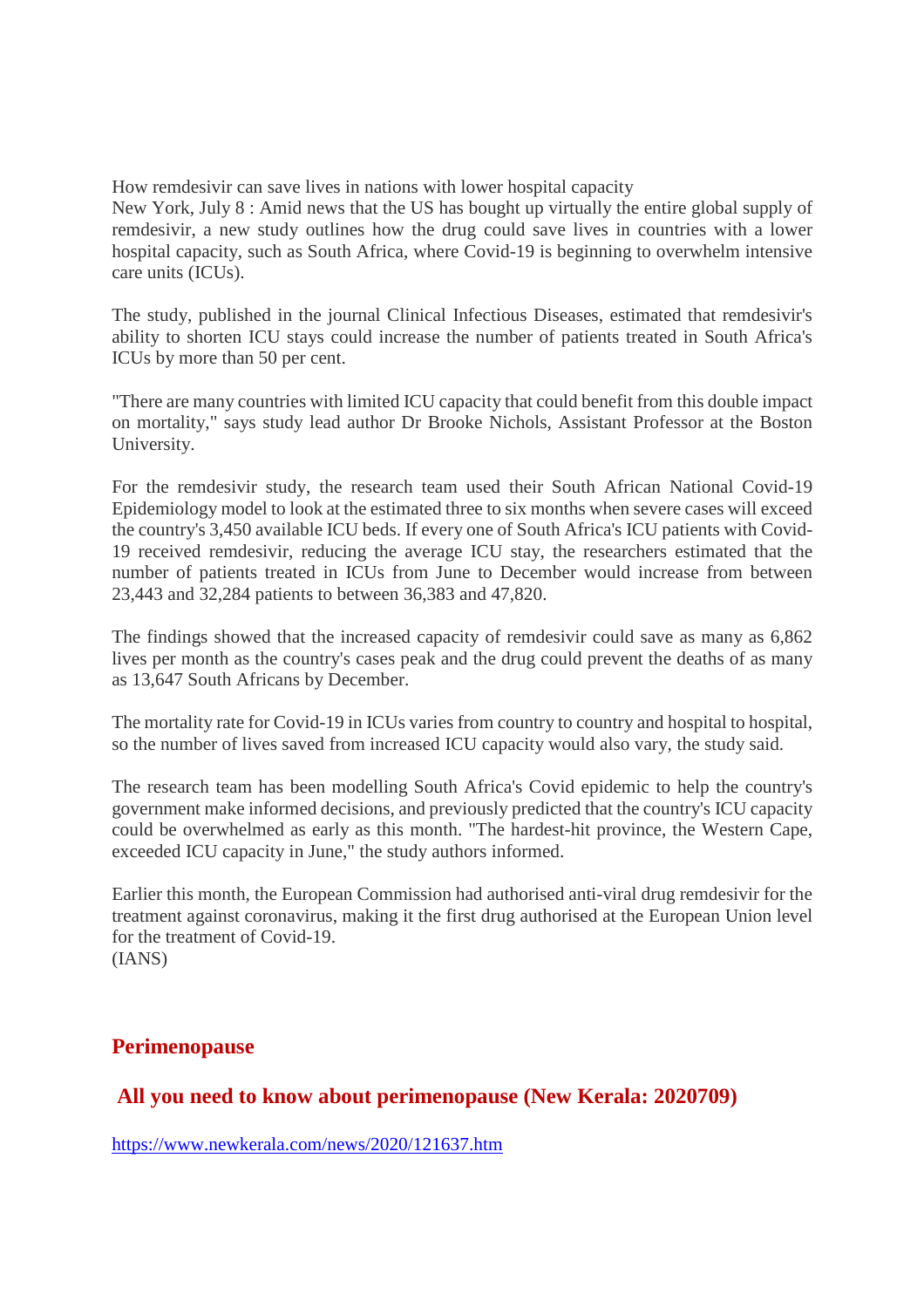How remdesivir can save lives in nations with lower hospital capacity

New York, July 8 : Amid news that the US has bought up virtually the entire global supply of remdesivir, a new study outlines how the drug could save lives in countries with a lower hospital capacity, such as South Africa, where Covid-19 is beginning to overwhelm intensive care units (ICUs).

The study, published in the journal Clinical Infectious Diseases, estimated that remdesivir's ability to shorten ICU stays could increase the number of patients treated in South Africa's ICUs by more than 50 per cent.

"There are many countries with limited ICU capacity that could benefit from this double impact on mortality," says study lead author Dr Brooke Nichols, Assistant Professor at the Boston University.

For the remdesivir study, the research team used their South African National Covid-19 Epidemiology model to look at the estimated three to six months when severe cases will exceed the country's 3,450 available ICU beds. If every one of South Africa's ICU patients with Covid-19 received remdesivir, reducing the average ICU stay, the researchers estimated that the number of patients treated in ICUs from June to December would increase from between 23,443 and 32,284 patients to between 36,383 and 47,820.

The findings showed that the increased capacity of remdesivir could save as many as 6,862 lives per month as the country's cases peak and the drug could prevent the deaths of as many as 13,647 South Africans by December.

The mortality rate for Covid-19 in ICUs varies from country to country and hospital to hospital, so the number of lives saved from increased ICU capacity would also vary, the study said.

The research team has been modelling South Africa's Covid epidemic to help the country's government make informed decisions, and previously predicted that the country's ICU capacity could be overwhelmed as early as this month. "The hardest-hit province, the Western Cape, exceeded ICU capacity in June," the study authors informed.

Earlier this month, the European Commission had authorised anti-viral drug remdesivir for the treatment against coronavirus, making it the first drug authorised at the European Union level for the treatment of Covid-19.

(IANS)

## Perimenopause

### All you need to know about perimenopause (New Kerala: 2020709)

https://www.newkerala.com/news/2020/121637.htm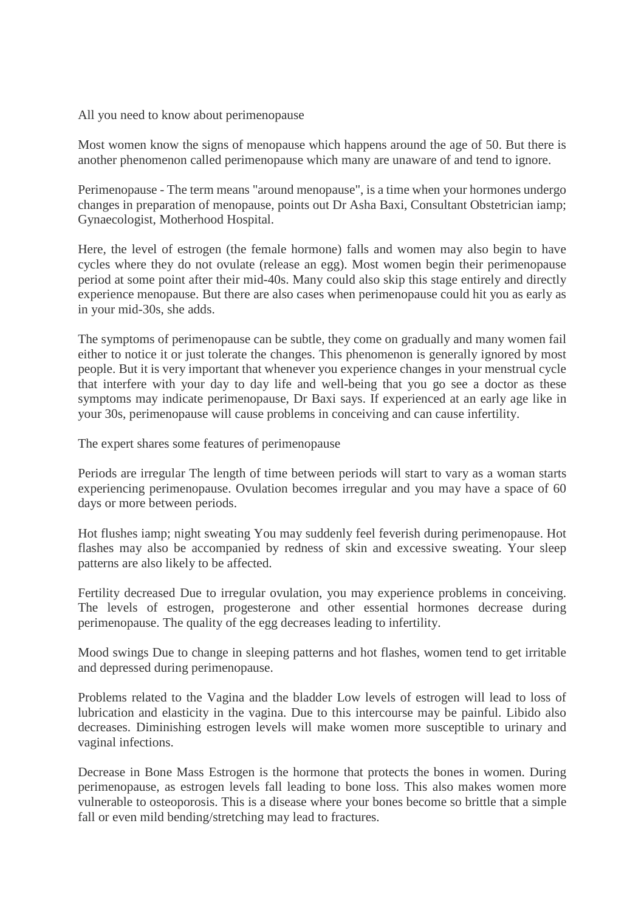# All you need to know about perimenopause

Most women know the signs of menopause which happens around the age of 50. But there is another phenomenon called perimenopause which many are unaware of and tend to ignore.

Perimenopause - The term means "around menopause", is a time when your hormones undergo changes in preparation of menopause, points out Dr Asha Baxi, Consultant Obstetrician iamp; Gynaecologist, Motherhood Hospital.

Here, the level of estrogen (the female hormone) falls and women may also begin to have cycles where they do not ovulate (release an egg). Most women begin their perimenopause period at some point after their mid-40s. Many could also skip this stage entirely and directly experience menopause. But there are also cases when perimenopause could hit you as early as in your mid-30s, she adds.

The symptoms of perimenopause can be subtle, they come on gradually and many women fail either to notice it or just tolerate the changes. This phenomenon is generally ignored by most people. But it is very important that whenever you experience changes in your menstrual cycle that interfere with your day to day life and well-being that you go see a doctor as these symptoms may indicate perimenopause, Dr Baxi says. If experienced at an early age like in your 30s, perimenopause will cause problems in conceiving and can cause infertility.

The expert shares some features of perimenopause

Periods are irregular The length of time between periods will start to vary as a woman starts experiencing perimenopause. Ovulation becomes irregular and you may have a space of 60 days or more between periods.

Hot flushes iamp; night sweating You may suddenly feel feverish during perimenopause. Hot flashes may also be accompanied by redness of skin and excessive sweating. Your sleep patterns are also likely to be affected.

Fertility decreased Due to irregular ovulation, you may experience problems in conceiving. The levels of estrogen, progesterone and other essential hormones decrease during perimenopause. The quality of the egg decreases leading to infertility.

Mood swings Due to change in sleeping patterns and hot flashes, women tend to get irritable and depressed during perimenopause.

Problems related to the Vagina and the bladder Low levels of estrogen will lead to loss of lubrication and elasticity in the vagina. Due to this intercourse may be painful. Libido also decreases. Diminishing estrogen levels will make women more susceptible to urinary and vaginal infections.

Decrease in Bone Mass Estrogen is the hormone that protects the bones in women. During perimenopause, as estrogen levels fall leading to bone loss. This also makes women more vulnerable to osteoporosis. This is a disease where your bones become so brittle that a simple fall or even mild bending/stretching may lead to fractures.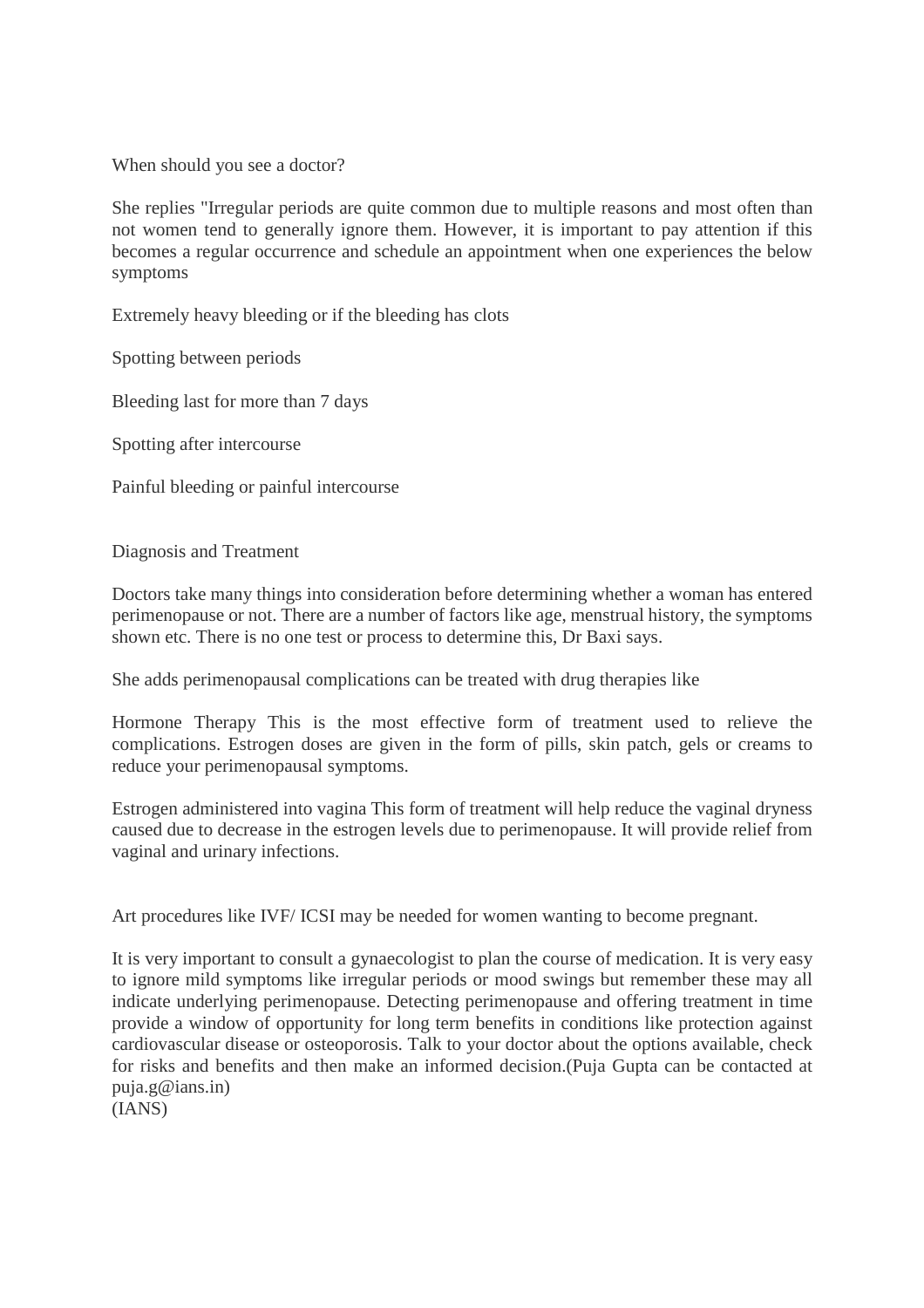When should you see a doctor?

She replies "Irregular periods are quite common due to multiple reasons and most often than not women tend to generally ignore them. However, it is important to pay attention if this becomes a regular occurrence and schedule an appointment when one experiences the below symptoms

Extremely heavy bleeding or if the bleeding has clots

Spotting between periods

Bleeding last for more than 7 days

Spotting after intercourse

Painful bleeding or painful intercourse

Diagnosis and Treatment

Doctors take many things into consideration before determining whether a woman has entered perimenopause or not. There are a number of factors like age, menstrual history, the symptoms shown etc. There is no one test or process to determine this, Dr Baxi says.

She adds perimenopausal complications can be treated with drug therapies like

Hormone Therapy This is the most effective form of treatment used to relieve the complications. Estrogen doses are given in the form of pills, skin patch, gels or creams to reduce your perimenopausal symptoms.

Estrogen administered into vagina This form of treatment will help reduce the vaginal dryness caused due to decrease in the estrogen levels due to perimenopause. It will provide relief from vaginal and urinary infections.

Art procedures like IVF/ ICSI may be needed for women wanting to become pregnant.

It is very important to consult a gynaecologist to plan the course of medication. It is very easy to ignore mild symptoms like irregular periods or mood swings but remember these may all indicate underlying perimenopause. Detecting perimenopause and offering treatment in time provide a window of opportunity for long term benefits in conditions like protection against cardiovascular disease or osteoporosis. Talk to your doctor about the options available, check for risks and benefits and then make an informed decision.(Puja Gupta can be contacted at puja.g@ians.in)
(IANS)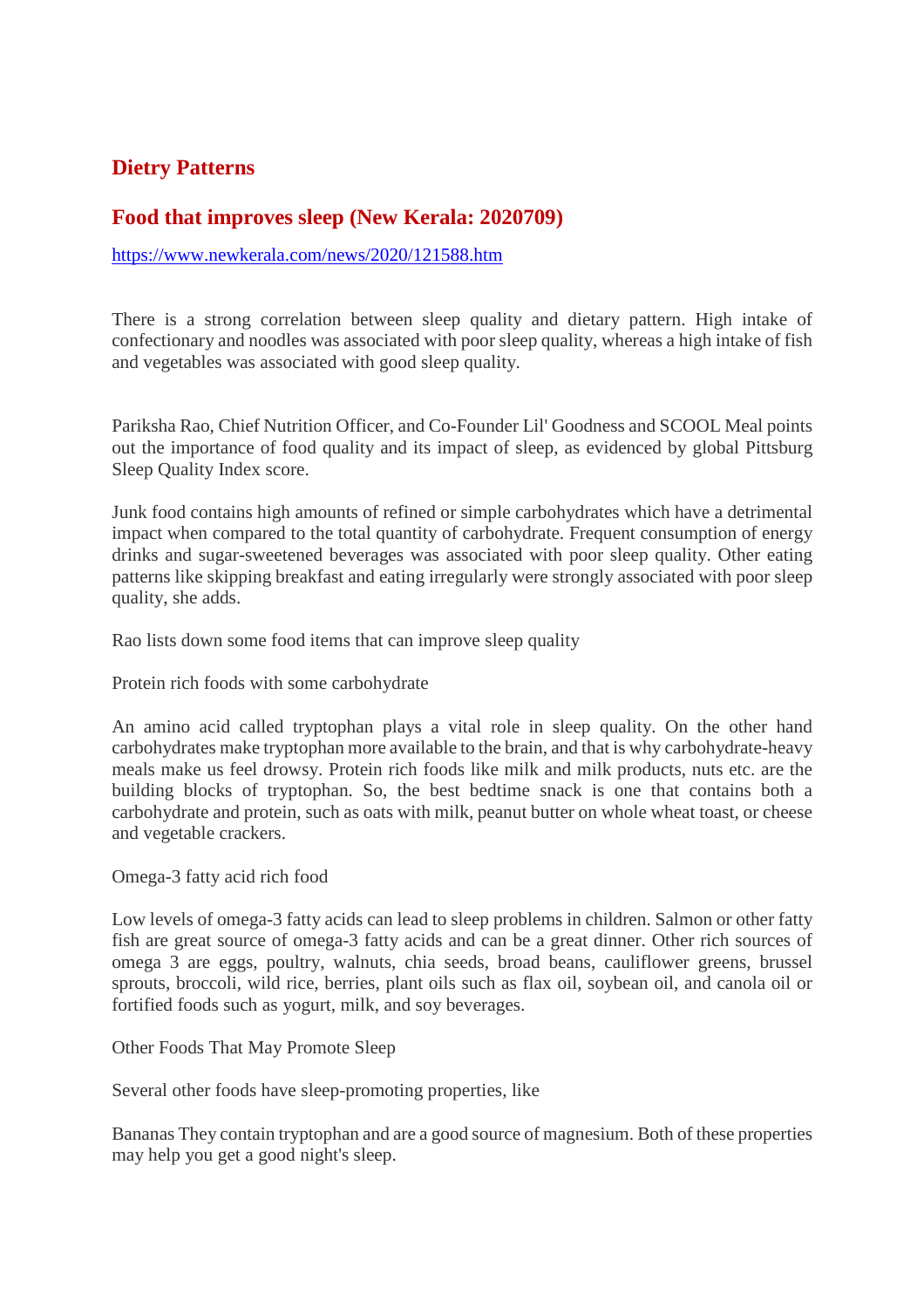## Dietry Patterns

## Food that improves sleep (New Kerala: 2020709)

https://www.newkerala.com/news/2020/121588.htm

There is a strong correlation between sleep quality and dietary pattern. High intake of confectionary and noodles was associated with poor sleep quality, whereas a high intake of fish and vegetables was associated with good sleep quality.

Pariksha Rao, Chief Nutrition Officer, and Co-Founder Lil' Goodness and SCOOL Meal points out the importance of food quality and its impact of sleep, as evidenced by global Pittsburg Sleep Quality Index score.

Junk food contains high amounts of refined or simple carbohydrates which have a detrimental impact when compared to the total quantity of carbohydrate. Frequent consumption of energy drinks and sugar-sweetened beverages was associated with poor sleep quality. Other eating patterns like skipping breakfast and eating irregularly were strongly associated with poor sleep quality, she adds.

Rao lists down some food items that can improve sleep quality

Protein rich foods with some carbohydrate

An amino acid called tryptophan plays a vital role in sleep quality. On the other hand carbohydrates make tryptophan more available to the brain, and that is why carbohydrate-heavy meals make us feel drowsy. Protein rich foods like milk and milk products, nuts etc. are the building blocks of tryptophan. So, the best bedtime snack is one that contains both a carbohydrate and protein, such as oats with milk, peanut butter on whole wheat toast, or cheese and vegetable crackers.

Omega-3 fatty acid rich food

Low levels of omega-3 fatty acids can lead to sleep problems in children. Salmon or other fatty fish are great source of omega-3 fatty acids and can be a great dinner. Other rich sources of omega 3 are eggs, poultry, walnuts, chia seeds, broad beans, cauliflower greens, brussel sprouts, broccoli, wild rice, berries, plant oils such as flax oil, soybean oil, and canola oil or fortified foods such as yogurt, milk, and soy beverages.

Other Foods That May Promote Sleep

Several other foods have sleep-promoting properties, like

Bananas They contain tryptophan and are a good source of magnesium. Both of these properties may help you get a good night's sleep.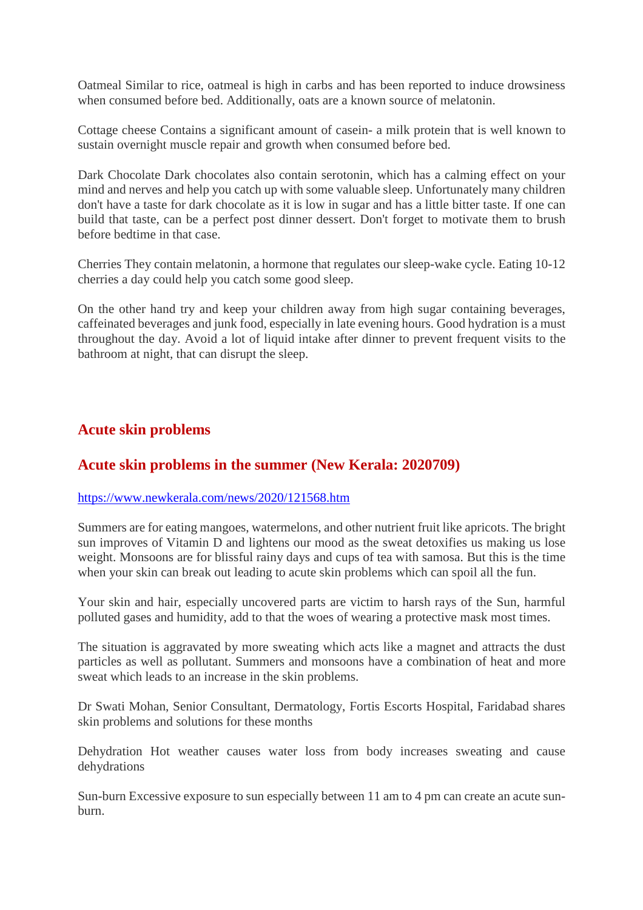Oatmeal Similar to rice, oatmeal is high in carbs and has been reported to induce drowsiness when consumed before bed. Additionally, oats are a known source of melatonin.

Cottage cheese Contains a significant amount of casein- a milk protein that is well known to sustain overnight muscle repair and growth when consumed before bed.

Dark Chocolate Dark chocolates also contain serotonin, which has a calming effect on your mind and nerves and help you catch up with some valuable sleep. Unfortunately many children don't have a taste for dark chocolate as it is low in sugar and has a little bitter taste. If one can build that taste, can be a perfect post dinner dessert. Don't forget to motivate them to brush before bedtime in that case.

Cherries They contain melatonin, a hormone that regulates our sleep-wake cycle. Eating 10-12 cherries a day could help you catch some good sleep.

On the other hand try and keep your children away from high sugar containing beverages, caffeinated beverages and junk food, especially in late evening hours. Good hydration is a must throughout the day. Avoid a lot of liquid intake after dinner to prevent frequent visits to the bathroom at night, that can disrupt the sleep.

## Acute skin problems

## Acute skin problems in the summer (New Kerala: 2020709)

https://www.newkerala.com/news/2020/121568.htm

Summers are for eating mangoes, watermelons, and other nutrient fruit like apricots. The bright sun improves of Vitamin D and lightens our mood as the sweat detoxifies us making us lose weight. Monsoons are for blissful rainy days and cups of tea with samosa. But this is the time when your skin can break out leading to acute skin problems which can spoil all the fun.

Your skin and hair, especially uncovered parts are victim to harsh rays of the Sun, harmful polluted gases and humidity, add to that the woes of wearing a protective mask most times.

The situation is aggravated by more sweating which acts like a magnet and attracts the dust particles as well as pollutant. Summers and monsoons have a combination of heat and more sweat which leads to an increase in the skin problems.

Dr Swati Mohan, Senior Consultant, Dermatology, Fortis Escorts Hospital, Faridabad shares skin problems and solutions for these months

Dehydration Hot weather causes water loss from body increases sweating and cause dehydrations

Sun-burn Excessive exposure to sun especially between 11 am to 4 pm can create an acute sun-burn.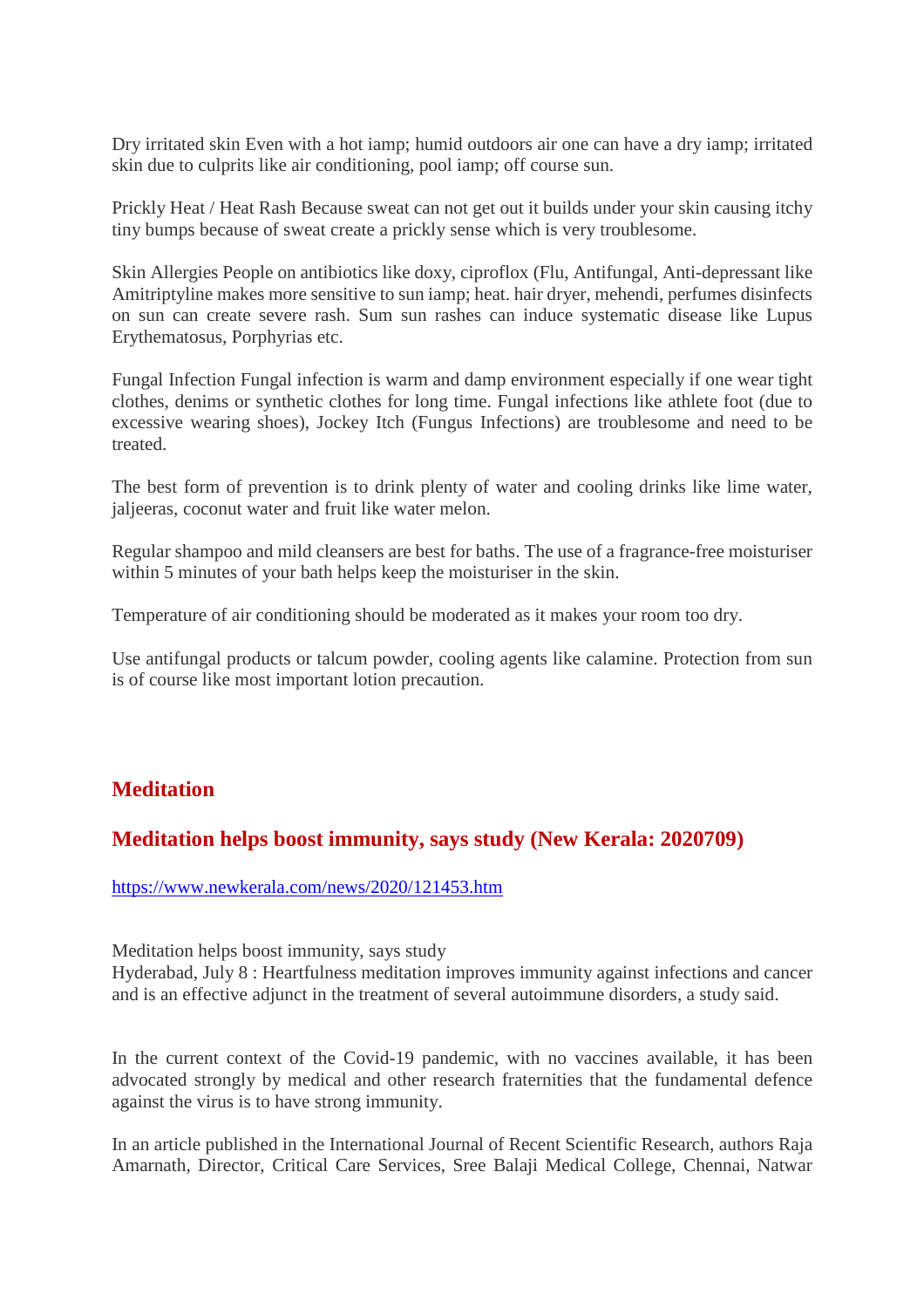Dry irritated skin Even with a hot iamp; humid outdoors air one can have a dry iamp; irritated skin due to culprits like air conditioning, pool iamp; off course sun.

Prickly Heat / Heat Rash Because sweat can not get out it builds under your skin causing itchy tiny bumps because of sweat create a prickly sense which is very troublesome.

Skin Allergies People on antibiotics like doxy, ciproflox (Flu, Antifungal, Anti-depressant like Amitriptyline makes more sensitive to sun iamp; heat. hair dryer, mehendi, perfumes disinfects on sun can create severe rash. Sum sun rashes can induce systematic disease like Lupus Erythematosus, Porphyrias etc.

Fungal Infection Fungal infection is warm and damp environment especially if one wear tight clothes, denims or synthetic clothes for long time. Fungal infections like athlete foot (due to excessive wearing shoes), Jockey Itch (Fungus Infections) are troublesome and need to be treated.

The best form of prevention is to drink plenty of water and cooling drinks like lime water, jaljeeras, coconut water and fruit like water melon.

Regular shampoo and mild cleansers are best for baths. The use of a fragrance-free moisturiser within 5 minutes of your bath helps keep the moisturiser in the skin.

Temperature of air conditioning should be moderated as it makes your room too dry.

Use antifungal products or talcum powder, cooling agents like calamine. Protection from sun is of course like most important lotion precaution.

## Meditation

### Meditation helps boost immunity, says study (New Kerala: 2020709)

https://www.newkerala.com/news/2020/121453.htm

Meditation helps boost immunity, says study
Hyderabad, July 8 : Heartfulness meditation improves immunity against infections and cancer and is an effective adjunct in the treatment of several autoimmune disorders, a study said.

In the current context of the Covid-19 pandemic, with no vaccines available, it has been advocated strongly by medical and other research fraternities that the fundamental defence against the virus is to have strong immunity.

In an article published in the International Journal of Recent Scientific Research, authors Raja Amarnath, Director, Critical Care Services, Sree Balaji Medical College, Chennai, Natwar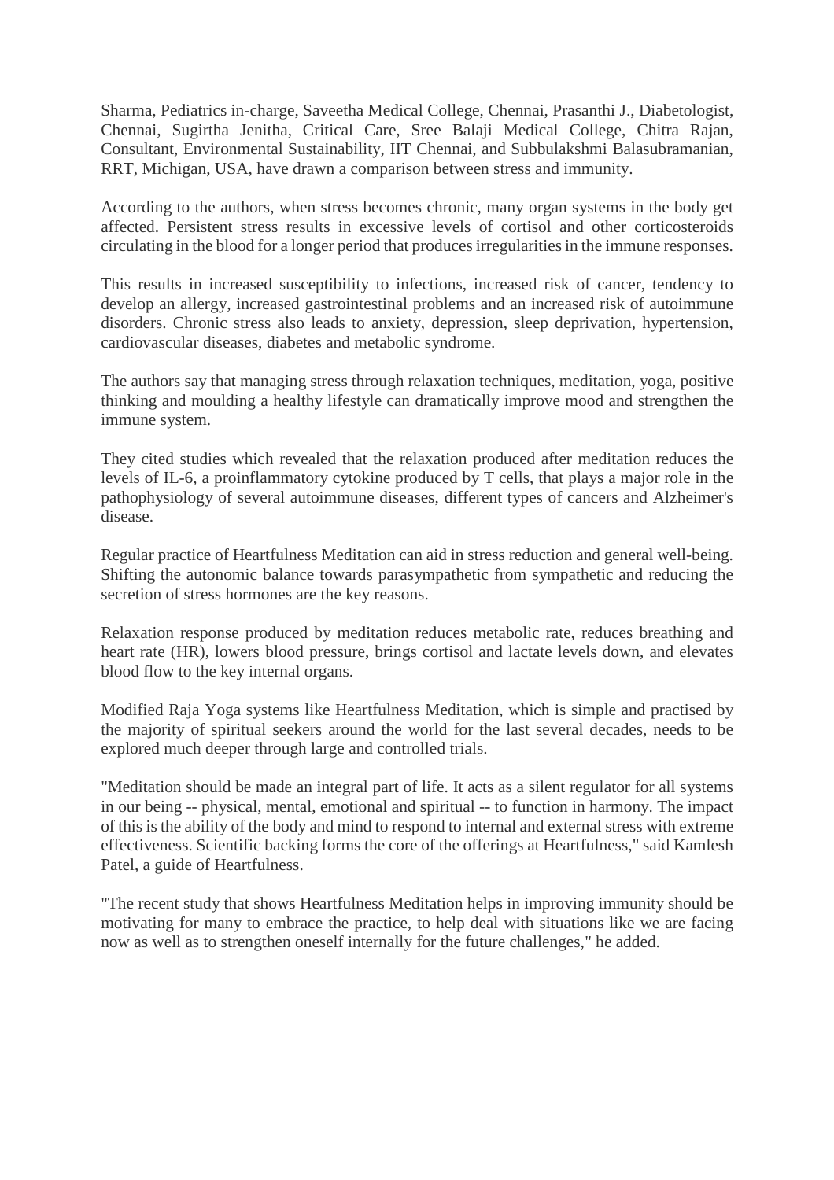Sharma, Pediatrics in-charge, Saveetha Medical College, Chennai, Prasanthi J., Diabetologist, Chennai, Sugirtha Jenitha, Critical Care, Sree Balaji Medical College, Chitra Rajan, Consultant, Environmental Sustainability, IIT Chennai, and Subbulakshmi Balasubramanian, RRT, Michigan, USA, have drawn a comparison between stress and immunity.

According to the authors, when stress becomes chronic, many organ systems in the body get affected. Persistent stress results in excessive levels of cortisol and other corticosteroids circulating in the blood for a longer period that produces irregularities in the immune responses.

This results in increased susceptibility to infections, increased risk of cancer, tendency to develop an allergy, increased gastrointestinal problems and an increased risk of autoimmune disorders. Chronic stress also leads to anxiety, depression, sleep deprivation, hypertension, cardiovascular diseases, diabetes and metabolic syndrome.

The authors say that managing stress through relaxation techniques, meditation, yoga, positive thinking and moulding a healthy lifestyle can dramatically improve mood and strengthen the immune system.

They cited studies which revealed that the relaxation produced after meditation reduces the levels of IL-6, a proinflammatory cytokine produced by T cells, that plays a major role in the pathophysiology of several autoimmune diseases, different types of cancers and Alzheimer's disease.

Regular practice of Heartfulness Meditation can aid in stress reduction and general well-being. Shifting the autonomic balance towards parasympathetic from sympathetic and reducing the secretion of stress hormones are the key reasons.

Relaxation response produced by meditation reduces metabolic rate, reduces breathing and heart rate (HR), lowers blood pressure, brings cortisol and lactate levels down, and elevates blood flow to the key internal organs.

Modified Raja Yoga systems like Heartfulness Meditation, which is simple and practised by the majority of spiritual seekers around the world for the last several decades, needs to be explored much deeper through large and controlled trials.

"Meditation should be made an integral part of life. It acts as a silent regulator for all systems in our being -- physical, mental, emotional and spiritual -- to function in harmony. The impact of this is the ability of the body and mind to respond to internal and external stress with extreme effectiveness. Scientific backing forms the core of the offerings at Heartfulness," said Kamlesh Patel, a guide of Heartfulness.

"The recent study that shows Heartfulness Meditation helps in improving immunity should be motivating for many to embrace the practice, to help deal with situations like we are facing now as well as to strengthen oneself internally for the future challenges," he added.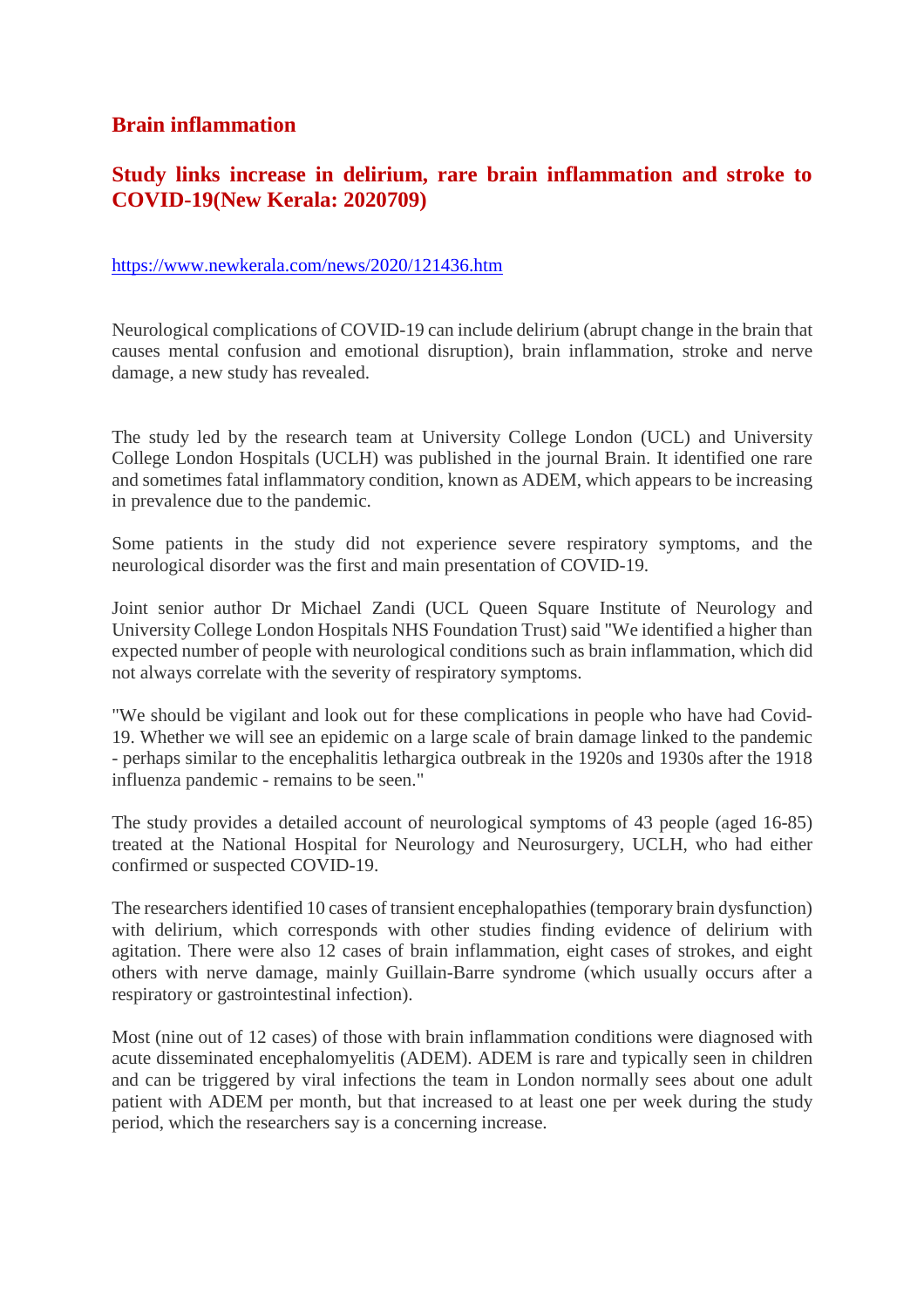## Brain inflammation

### Study links increase in delirium, rare brain inflammation and stroke to COVID-19(New Kerala: 2020709)

https://www.newkerala.com/news/2020/121436.htm

Neurological complications of COVID-19 can include delirium (abrupt change in the brain that causes mental confusion and emotional disruption), brain inflammation, stroke and nerve damage, a new study has revealed.

The study led by the research team at University College London (UCL) and University College London Hospitals (UCLH) was published in the journal Brain. It identified one rare and sometimes fatal inflammatory condition, known as ADEM, which appears to be increasing in prevalence due to the pandemic.

Some patients in the study did not experience severe respiratory symptoms, and the neurological disorder was the first and main presentation of COVID-19.

Joint senior author Dr Michael Zandi (UCL Queen Square Institute of Neurology and University College London Hospitals NHS Foundation Trust) said "We identified a higher than expected number of people with neurological conditions such as brain inflammation, which did not always correlate with the severity of respiratory symptoms.

"We should be vigilant and look out for these complications in people who have had Covid-19. Whether we will see an epidemic on a large scale of brain damage linked to the pandemic - perhaps similar to the encephalitis lethargica outbreak in the 1920s and 1930s after the 1918 influenza pandemic - remains to be seen."

The study provides a detailed account of neurological symptoms of 43 people (aged 16-85) treated at the National Hospital for Neurology and Neurosurgery, UCLH, who had either confirmed or suspected COVID-19.

The researchers identified 10 cases of transient encephalopathies (temporary brain dysfunction) with delirium, which corresponds with other studies finding evidence of delirium with agitation. There were also 12 cases of brain inflammation, eight cases of strokes, and eight others with nerve damage, mainly Guillain-Barre syndrome (which usually occurs after a respiratory or gastrointestinal infection).

Most (nine out of 12 cases) of those with brain inflammation conditions were diagnosed with acute disseminated encephalomyelitis (ADEM). ADEM is rare and typically seen in children and can be triggered by viral infections the team in London normally sees about one adult patient with ADEM per month, but that increased to at least one per week during the study period, which the researchers say is a concerning increase.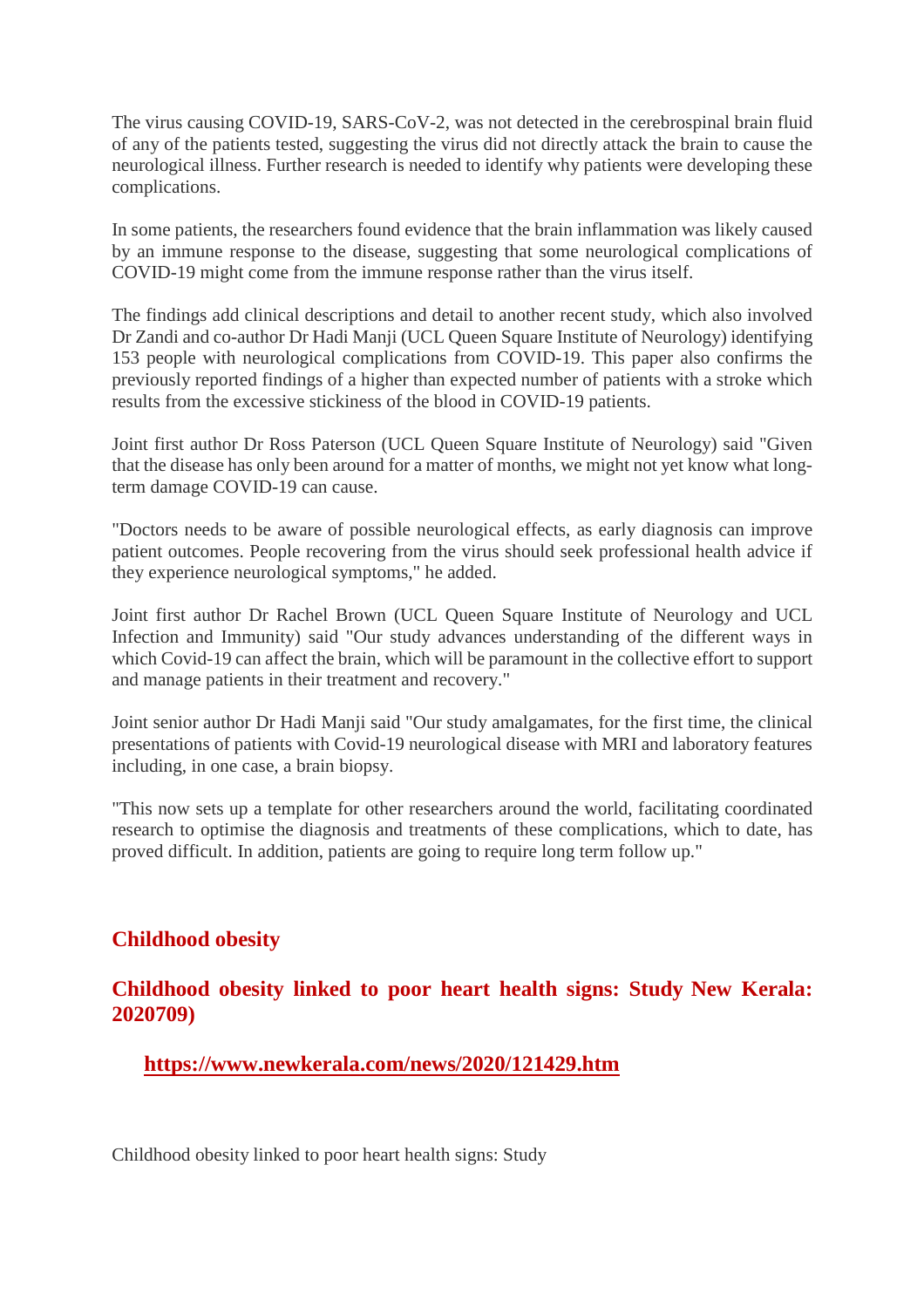The virus causing COVID-19, SARS-CoV-2, was not detected in the cerebrospinal brain fluid of any of the patients tested, suggesting the virus did not directly attack the brain to cause the neurological illness. Further research is needed to identify why patients were developing these complications.

In some patients, the researchers found evidence that the brain inflammation was likely caused by an immune response to the disease, suggesting that some neurological complications of COVID-19 might come from the immune response rather than the virus itself.

The findings add clinical descriptions and detail to another recent study, which also involved Dr Zandi and co-author Dr Hadi Manji (UCL Queen Square Institute of Neurology) identifying 153 people with neurological complications from COVID-19. This paper also confirms the previously reported findings of a higher than expected number of patients with a stroke which results from the excessive stickiness of the blood in COVID-19 patients.

Joint first author Dr Ross Paterson (UCL Queen Square Institute of Neurology) said "Given that the disease has only been around for a matter of months, we might not yet know what long-term damage COVID-19 can cause.

"Doctors needs to be aware of possible neurological effects, as early diagnosis can improve patient outcomes. People recovering from the virus should seek professional health advice if they experience neurological symptoms," he added.

Joint first author Dr Rachel Brown (UCL Queen Square Institute of Neurology and UCL Infection and Immunity) said "Our study advances understanding of the different ways in which Covid-19 can affect the brain, which will be paramount in the collective effort to support and manage patients in their treatment and recovery."

Joint senior author Dr Hadi Manji said "Our study amalgamates, for the first time, the clinical presentations of patients with Covid-19 neurological disease with MRI and laboratory features including, in one case, a brain biopsy.

"This now sets up a template for other researchers around the world, facilitating coordinated research to optimise the diagnosis and treatments of these complications, which to date, has proved difficult. In addition, patients are going to require long term follow up."

## Childhood obesity

## Childhood obesity linked to poor heart health signs: Study New Kerala: 2020709)

**https://www.newkerala.com/news/2020/121429.htm**

Childhood obesity linked to poor heart health signs: Study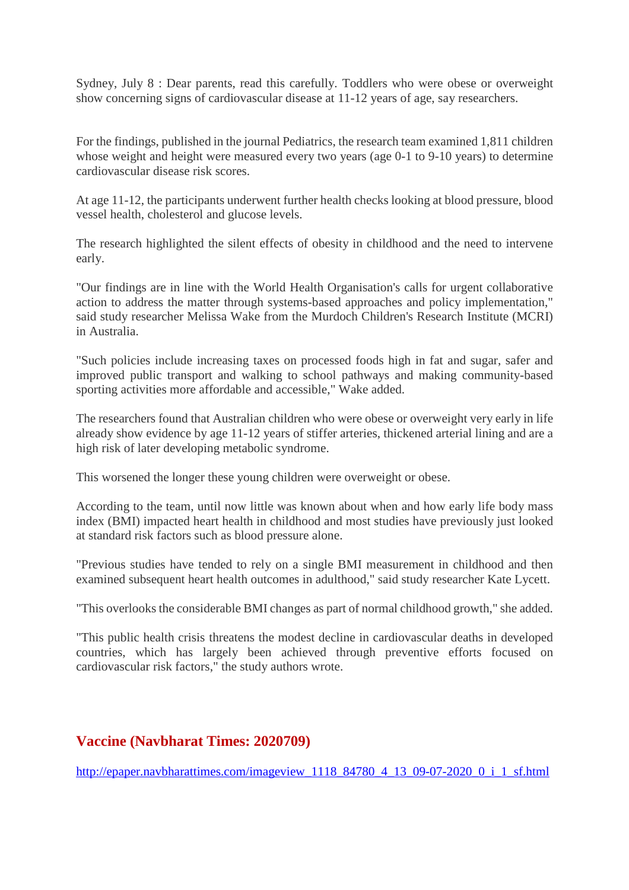Sydney, July 8 : Dear parents, read this carefully. Toddlers who were obese or overweight show concerning signs of cardiovascular disease at 11-12 years of age, say researchers.

For the findings, published in the journal Pediatrics, the research team examined 1,811 children whose weight and height were measured every two years (age 0-1 to 9-10 years) to determine cardiovascular disease risk scores.

At age 11-12, the participants underwent further health checks looking at blood pressure, blood vessel health, cholesterol and glucose levels.

The research highlighted the silent effects of obesity in childhood and the need to intervene early.

"Our findings are in line with the World Health Organisation's calls for urgent collaborative action to address the matter through systems-based approaches and policy implementation," said study researcher Melissa Wake from the Murdoch Children's Research Institute (MCRI) in Australia.

"Such policies include increasing taxes on processed foods high in fat and sugar, safer and improved public transport and walking to school pathways and making community-based sporting activities more affordable and accessible," Wake added.

The researchers found that Australian children who were obese or overweight very early in life already show evidence by age 11-12 years of stiffer arteries, thickened arterial lining and are a high risk of later developing metabolic syndrome.

This worsened the longer these young children were overweight or obese.

According to the team, until now little was known about when and how early life body mass index (BMI) impacted heart health in childhood and most studies have previously just looked at standard risk factors such as blood pressure alone.

"Previous studies have tended to rely on a single BMI measurement in childhood and then examined subsequent heart health outcomes in adulthood," said study researcher Kate Lycett.

"This overlooks the considerable BMI changes as part of normal childhood growth," she added.

"This public health crisis threatens the modest decline in cardiovascular deaths in developed countries, which has largely been achieved through preventive efforts focused on cardiovascular risk factors," the study authors wrote.

## Vaccine (Navbharat Times: 2020709)

http://epaper.navbharattimes.com/imageview_1118_84780_4_13_09-07-2020_0_i_1_sf.html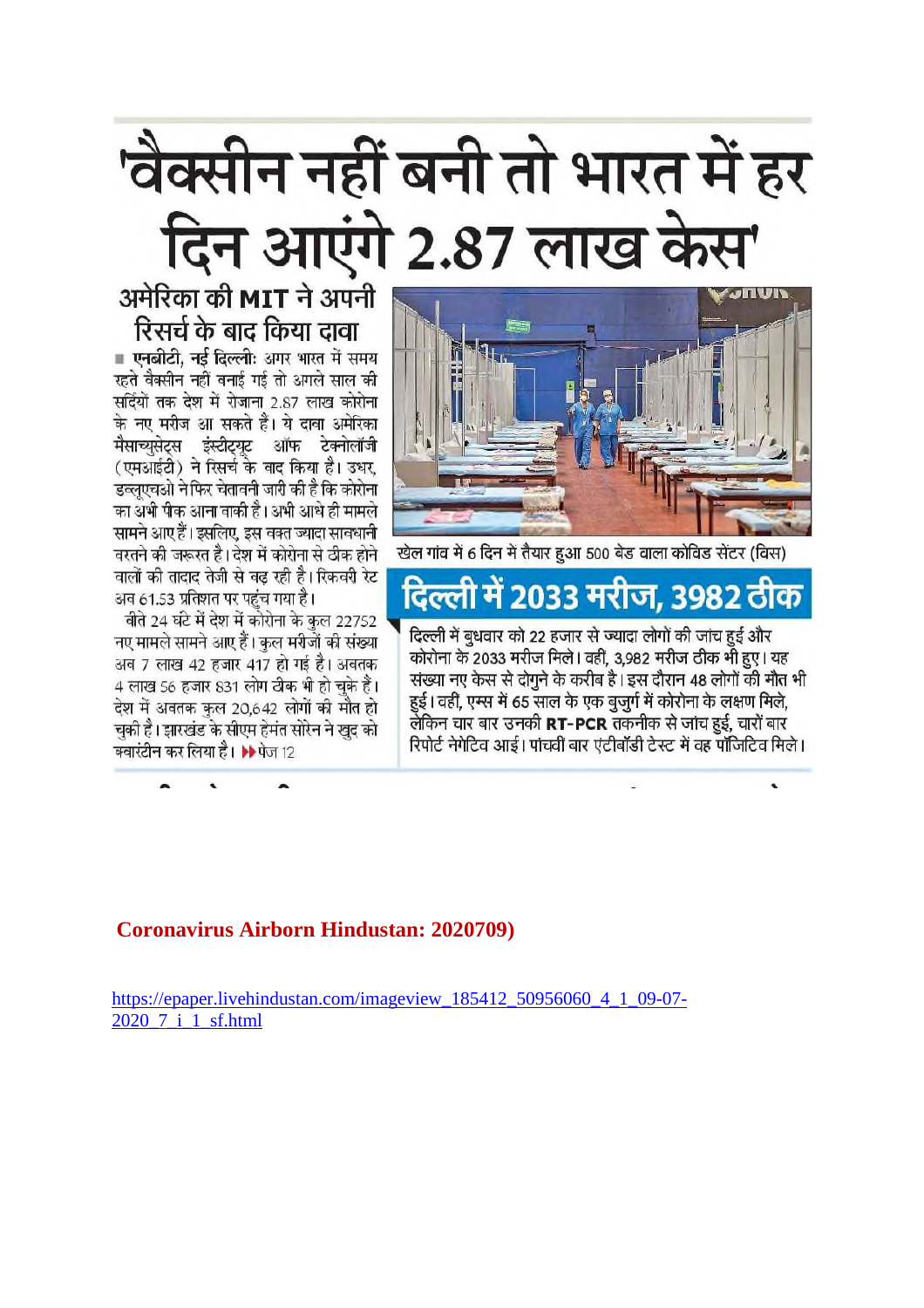# 'वैक्सीन नहीं बनी तो भारत में हर दिन आएंगे 2.87 लाख केस'

## अमेरिका की MIT ने अपनी रिसर्च के बाद किया दावा

■ एनबीटी, नई दिल्लीः अगर भारत में समय रहते वैक्सीन नहीं बनाई गई तो अगले साल की सर्दियों तक देश में रोजाना 2.87 लाख कोरोना के नए मरीज आ सकते हैं। ये दावा अमेरिका मैसाच्युसेट्स इंस्टीट्यूट ऑफ टेक्नोलॉजी (एमआईटी) ने रिसर्च के बाद किया है। उधर, डब्लूएचओ ने फिर चेतावनी जारी की है कि कोरोना का अभी पीक आना बाकी है। अभी आधे ही मामले सामने आए हैं। इसलिए, इस वक्त ज्यादा सावधानी बरतने की जरूरत है। देश में कोरोना से ठीक होने वालों की तादाद तेजी से बढ़ रही है। रिकवरी रेट अब 61.53 प्रतिशत पर पहुंच गया है।

बीते 24 घंटे में देश में कोरोना के कुल 22752 नए मामले सामने आए हैं। कुल मरीजों की संख्या अब 7 लाख 42 हजार 417 हो गई है। अबतक 4 लाख 56 हजार 831 लोग ठीक भी हो चुके हैं। देश में अबतक कुल 20,642 लोगों की मौत हो चुकी है। झारखंड के सीएम हेमंत सोरेन ने खुद को क्वारंटीन कर लिया है। ▶▶ पेज 12

खेल गांव में 6 दिन में तैयार हुआ 500 बेड वाला कोविड सेंटर (विस)

## दिल्ली में 2033 मरीज, 3982 ठीक

दिल्ली में बुधवार को 22 हजार से ज्यादा लोगों की जांच हुई और कोरोना के 2033 मरीज मिले। वहीं, 3,982 मरीज ठीक भी हुए। यह संख्या नए केस से दोगुने के करीब है। इस दौरान 48 लोगों की मौत भी हुई। वहीं, एम्स में 65 साल के एक बुजुर्ग में कोरोना के लक्षण मिले, लेकिन चार बार उनकी **RT-PCR** तकनीक से जांच हुई, चारों बार रिपोर्ट नेगेटिव आई। पांचवीं बार एंटीबॉडी टेस्ट में वह पॉजिटिव मिले।

**Coronavirus Airborn Hindustan: 2020709)**

https://epaper.livehindustan.com/imageview_185412_50956060_4_1_09-07-2020_7_i_1_sf.html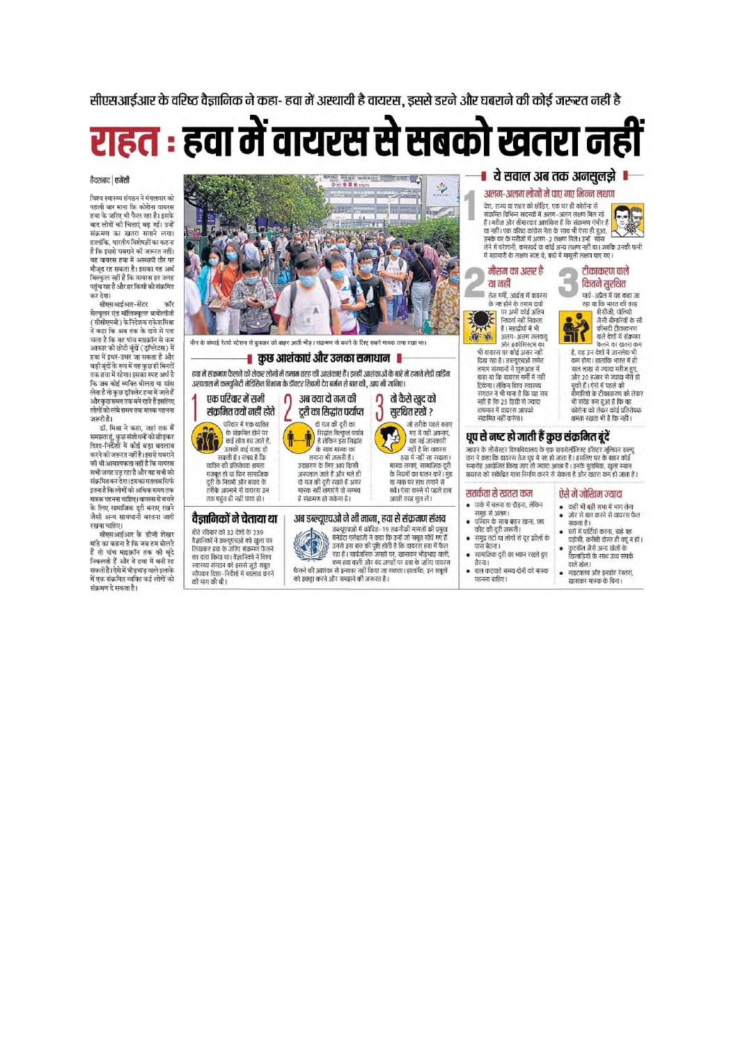सीएसआईआर के वरिष्ठ वैज्ञानिक ने कहा- हवा में अस्थायी है वायरस, इससे डरने और घबराने की कोई जरूरत नहीं है

# राहत : हवा में वायरस से सबको खतरा नहीं

हैदराबाद | एजेंसी

विश्व स्वास्थ्य संगठन ने मंगलवार को पहली बार माना कि कोरोना वायरस हवा के जरिए भी फैल रहा है। इसके बाद लोगों की चिंताएं बढ़ गईं। उन्हें संक्रमण का खतरा सताने लगा। हालांकि, भारतीय विशेषज्ञों का कहना है कि इससे घबराने की जरूरत नहीं। यह वायरस हवा में अस्थायी तौर पर मौजूद रह सकता है। इसका यह अर्थ बिल्कुल नहीं है कि वायरस हर जगह पहुंच रहा है और हर किसी को संक्रमित कर देगा।

सीएसआईआर-सेंटर फॉर सेल्युलर एंड मॉलिक्यूलर बायोलॉजी (सीसीएमबी) के निदेशक राकेश मिश्रा ने कहा कि अब तक के दावे से पता चलता है कि यह पांच माइक्रॉन से कम आकार की छोटी बूंदें (ड्रॉपलेट्स) में हवा में इधर-उधर जा सकता है और वहीं बूंदों के रूप में यह कुछ ही मिनटों तक हवा में रहेगा। इसका स्पष्ट अर्थ है कि जब कोई व्यक्ति बोलता या सांस लेता है तो कुछ ड्रॉपलेट हवा में जाते हैं और कुछ समय तक बने रहते हैं इसलिए लोगों को लंबे समय तक मास्क पहनना जरूरी है।

डॉ. मिश्रा ने कहा, जहां तक मैं समझता हूं, कुछ संशोधनों को छोड़कर दिशा-निर्देशों में कोई बड़ा बदलाव करने की जरूरत नहीं है। इससे घबराने की भी आवश्यकता नहीं है कि वायरस सभी जगह उड़ रहा है और यह सभी को संक्रमित कर देगा। इसका मतलब सिर्फ इतना है कि लोगों को अधिक समय तक मास्क पहनना चाहिए। वायरस से बचने के लिए, सामाजिक दूरी बनाए रखने जैसी अन्य सावधानी बरतना जारी रखना चाहिए।

सीएसआईआर के डीजी शेखर मांडे का कहना है कि जब हम बोलते हैं तो पांच माइक्रॉन तक की बूंदें निकलती हैं और ये हवा में बनी रह सकती हैं। ऐसे में भीड़भाड़ वाले इलाके में एक संक्रमित व्यक्ति कई लोगों को संक्रमण दे सकता है।

चीन के शंघाई रेलवे स्टेशन से शुक्रवार को बाहर आती भीड़। संक्रमण से बचने के लिए सबने मास्क लगा रखा था।

## कुछ आशंकाएं और उनका समाधान

हवा में संक्रमण फैलने को लेकर लोगों में तमाम तरह की आशंकाएं हैं। इन्हीं आशंकाओं के बारे में हमने लेडी हार्डिंग अस्पताल में कम्युनिटी मेडिसिन विभाग के डॉक्टर शिवदेव बर्मन से बात की, आप भी जानिए।

### 1 एक परिवार में सभी संक्रमित क्यों नहीं होते

परिवार में एक व्यक्ति के संक्रमित होने पर कई लोग बच जाते हैं, इसकी कई वजह हो सकती है। संभव है कि व्यक्ति की प्रतिरोधक क्षमता मजबूत हो या फिर सामाजिक दूरी के नियमों और बचाव के तरीके अपनाने से वायरस उन तक पहुंच ही नहीं पाया हो।

### 2 अब क्या दो गज की दूरी का सिद्धांत पर्याप्त

दो गज की दूरी का सिद्धांत बिल्कुल पर्याप्त है लेकिन इस सिद्धांत के साथ मास्क का लगाना भी जरूरी है। उदाहरण के लिए आप किसी अस्पताल जाते हैं और भले ही दो गज की दूरी रखते हैं अगर मास्क नहीं लगाएंगे तो सम्भव है संक्रमण हो सकता है।

### 3 तो कैसे खुद को सुरक्षित रखें ?

जो तरीके पहले बताए गए थे वही अपनाएं, यह नई जानकारी नहीं है कि वायरस हवा में नहीं रह सकता। मास्क लगाएं, सामाजिक दूरी के नियमों का पालन करें। मुंह या नाक पर हाथ लगाने से बचें। ऐसा करने से पहले हाथ अच्छी तरह धुल लें।

## वैज्ञानिकों ने चेताया था

बीते रविवार को 32 देशों के 239 वैज्ञानिकों ने डब्ल्यूएचओ को खुला पत्र लिखकर हवा के जरिए संक्रमण फैलने का दावा किया था। वैज्ञानिकों ने विश्व स्वास्थ्य संगठन को इससे जुड़े सबूत सौंपकर दिशा-निर्देशों में बदलाव करने की मांग की थी।

## अब डब्ल्यूएचओ ने भी माना, हवा से संक्रमण संभव

डब्ल्यूएचओ में कोविड-19 तकनीकी मामलों की प्रमुख बेनेडेटा एलेग्रांजी ने कहा कि उन्हें जो सबूत सौंपे गए हैं उनसे इस बात की पुष्टि होती है कि वायरस हवा में फैल रहा है। सार्वजनिक जगहों पर, खासकर भीड़भाड़ वाली, कम हवा वाली और बंद जगहों पर हवा के जरिए वायरस फैलने की आशंका से इनकार नहीं किया जा सकता। हालांकि, इन सबूतों को इकट्ठा करने और समझने की जरूरत है।

## ये सवाल अब तक अनसुलझे

### 1 अलग-अलग लोगों में पाए गए भिन्न लक्षण

देश, राज्य या शहर को छोड़िए, एक घर ही कोरोना से संक्रमित विभिन्न सदस्यों में अलग-अलग लक्षण मिल रहे हैं। मरीज और तीमारदार आशंकित हैं कि संक्रमण गंभीर है या नहीं। एक वरिष्ठ कांग्रेस नेता के साथ भी ऐसा ही हुआ, उनके घर के मरीजों में अलग-2 लक्षण मिले। उन्हें सांस लेने में परेशानी, कमरदर्द या कोई अन्य लक्षण नहीं था। जबकि उनकी पत्नी में महामारी के लक्षण स्पष्ट थे, बच्चे में मामूली लक्षण पाए गए।

### 2 मौसम का असर है या नहीं

तेज गर्मी, आर्द्रता में वायरस के नष्ट होने के तमाम दावों पर अभी कोई अंतिम निष्कर्ष नहीं निकला है। महाद्वीपों में भी अलग-अलग जलवायु और इकोसिस्टम का भी वायरस पर कोई असर नहीं दिख रहा है। डब्ल्यूएचओ समेत तमाम संस्थानों ने शुरुआत में कहा था कि वायरस गर्मी में नहीं टिकेगा। लेकिन विश्व स्वास्थ्य संगठन ने भी माना है कि यह सच नहीं है कि 25 डिग्री से ज्यादा तापमान में वायरस आपको संक्रमित नहीं करेगा।

### 3 टीकाकरण वाले कितने सुरक्षित

मार्च-अप्रैल में यह कहा जा रहा था कि भारत की तरह बीसीजी, पोलियो जैसी बीमारियों के सौ फीसदी टीकाकरण वाले देशों में संक्रमण फैलने का खतरा कम है, यह उन देशों में जानलेवा भी कम होगा। हालांकि भारत में ही सात लाख से ज्यादा मरीज हुए, और 20 हजार से ज्यादा मौतें हो चुकी हैं। ऐसे में पहले की बीमारियों के टीकाकरण को लेकर भी संदेह बना हुआ है कि क्या कोरोना को लेकर कोई प्रतिरोधक क्षमता रखता भी है कि नहीं।

## धूप से नष्ट हो जाती हैं कुछ संक्रमित बूंदें

जापान के लीसेस्टर विश्वविद्यालय के एक वायरोलॉजिस्ट डॉक्टर जूलियन डब्ल्यू. तांग ने कहा कि वायरस तेज धूप में नष्ट हो जाता है। इसलिए घर के बाहर कोई समारोह आयोजित किया जाना ज्यादा अच्छा है। उनके मुताबिक, खुला स्थान वायरस को संकेंद्रित मात्रा निर्माण करने से रोकता है और खतरा कम हो जाता है।

### सतर्कता से खतरा कम

- पार्क में चलना या दौड़ना, लेकिन समूह से अलग।
- परिवार के साथ बाहर खाना, छह फीट की दूरी जरूरी।
- समुद्र तटों या लोगों से दूर झीलों के पास बैठना।
- सामाजिक दूरी का ध्यान रखते हुए तैरना।
- बाल कटवाते समय दोनों को मास्क पहनना चाहिए।

### ऐसे में जोखिम ज्यादा

- कहीं भी बड़ी सभा में भाग लेना और से बात करने से वायरस फैल सकता है।
- घरों में पार्टियां करना, चाहे वह पड़ोसी, करीबी दोस्त ही क्यू न हो।
- फुटबॉल जैसे अन्य खेलों के खिलाड़ियों के साथ उच्च संपर्क वाले खेल।
- नाइटक्लब और इनडोर रेस्तरां, खासकर मास्क के बिना।